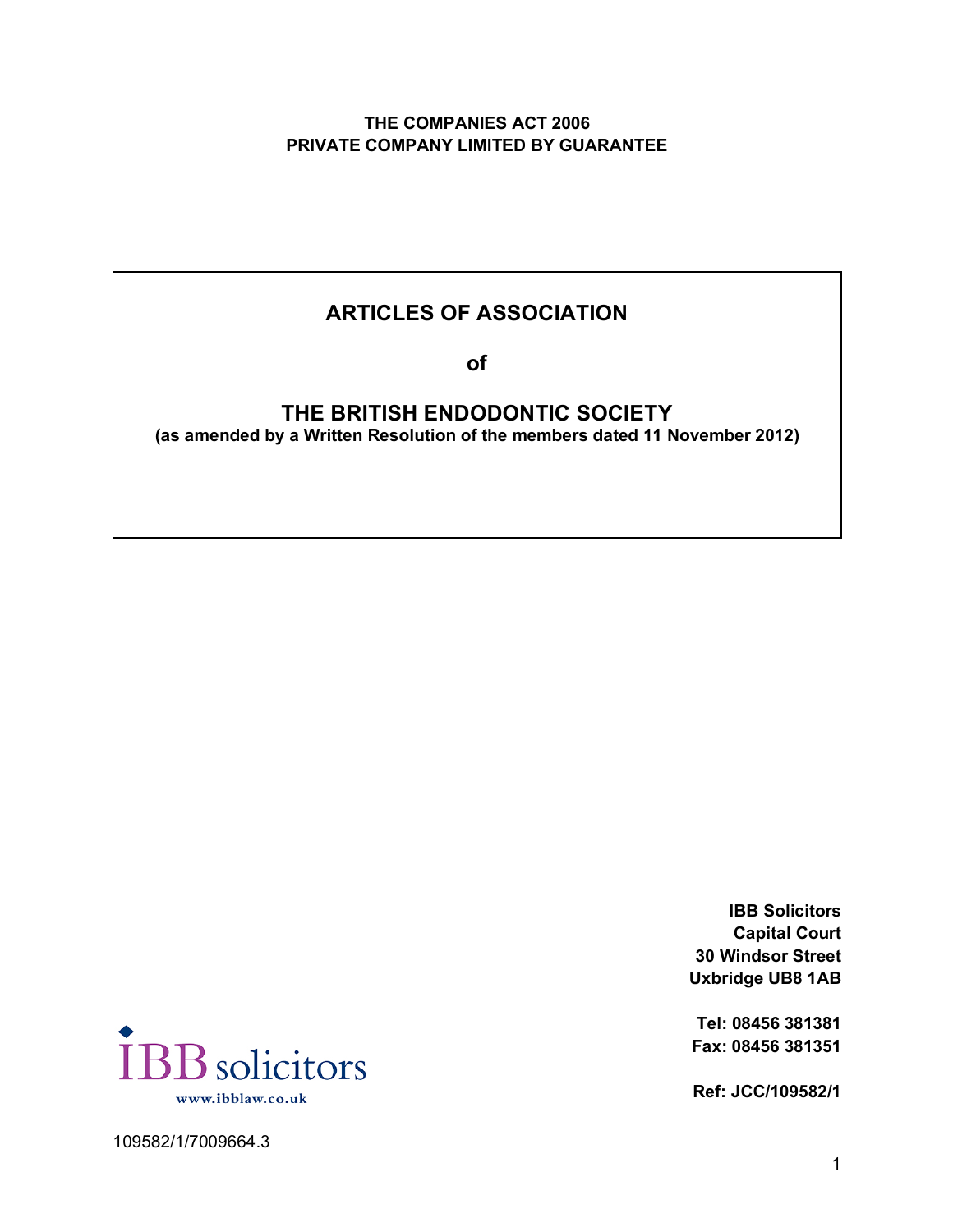**THE COMPANIES ACT 2006**
**PRIVATE COMPANY LIMITED BY GUARANTEE**

# ARTICLES OF ASSOCIATION

**of**

# THE BRITISH ENDODONTIC SOCIETY

**(as amended by a Written Resolution of the members dated 11 November 2012)**

**IBB Solicitors**
**Capital Court**
**30 Windsor Street**
**Uxbridge UB8 1AB**

**Tel: 08456 381381**
**Fax: 08456 381351**

**Ref: JCC/109582/1**

IBB solicitors
www.ibblaw.co.uk

109582/1/7009664.3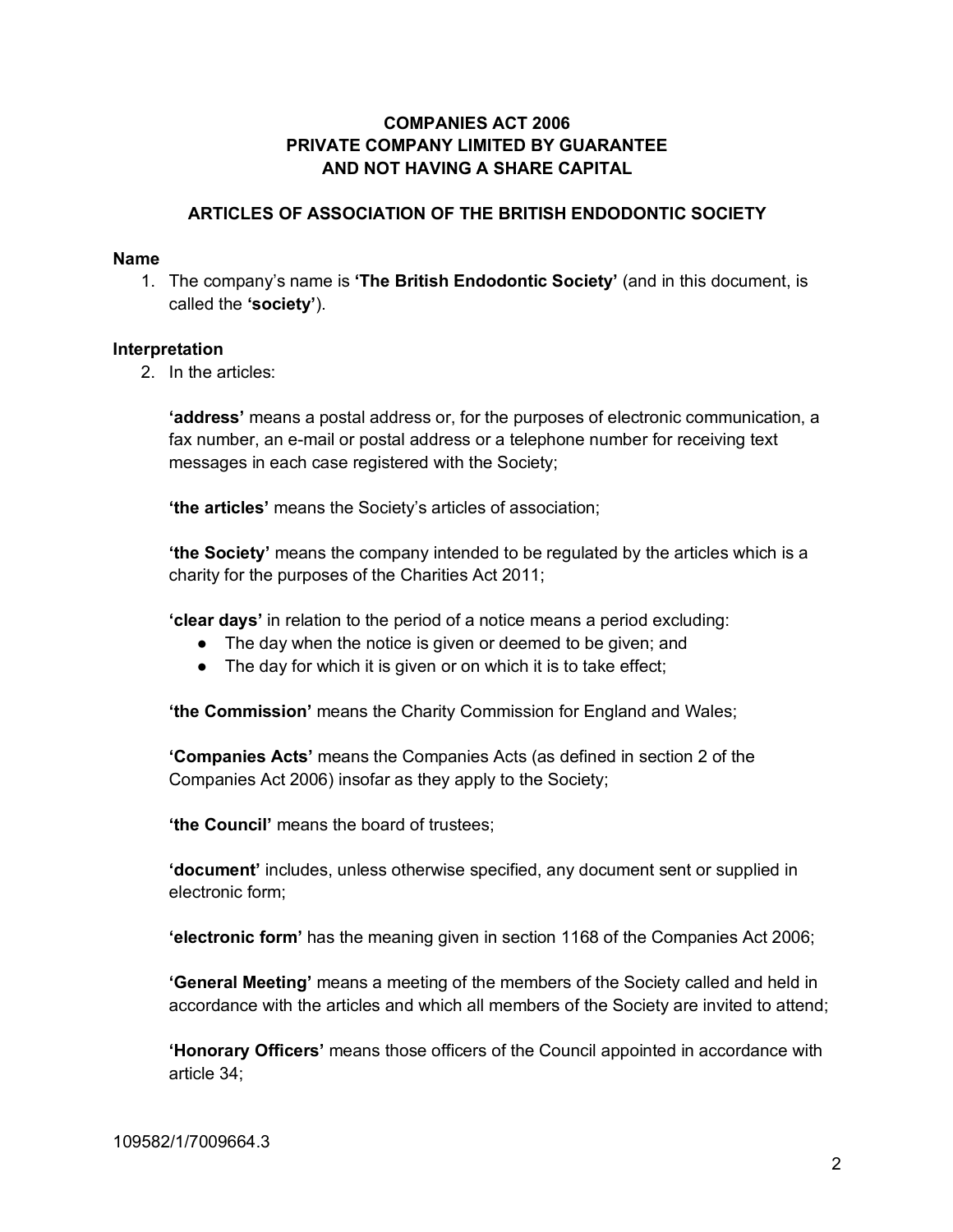**COMPANIES ACT 2006**
**PRIVATE COMPANY LIMITED BY GUARANTEE**
**AND NOT HAVING A SHARE CAPITAL**

**ARTICLES OF ASSOCIATION OF THE BRITISH ENDODONTIC SOCIETY**

**Name**

1. The company's name is **'The British Endodontic Society'** (and in this document, is called the **'society'**).

**Interpretation**

2. In the articles:

   **'address'** means a postal address or, for the purposes of electronic communication, a fax number, an e-mail or postal address or a telephone number for receiving text messages in each case registered with the Society;

   **'the articles'** means the Society's articles of association;

   **'the Society'** means the company intended to be regulated by the articles which is a charity for the purposes of the Charities Act 2011;

   **'clear days'** in relation to the period of a notice means a period excluding:
   - The day when the notice is given or deemed to be given; and
   - The day for which it is given or on which it is to take effect;

   **'the Commission'** means the Charity Commission for England and Wales;

   **'Companies Acts'** means the Companies Acts (as defined in section 2 of the Companies Act 2006) insofar as they apply to the Society;

   **'the Council'** means the board of trustees;

   **'document'** includes, unless otherwise specified, any document sent or supplied in electronic form;

   **'electronic form'** has the meaning given in section 1168 of the Companies Act 2006;

   **'General Meeting'** means a meeting of the members of the Society called and held in accordance with the articles and which all members of the Society are invited to attend;

   **'Honorary Officers'** means those officers of the Council appointed in accordance with article 34;

109582/1/7009664.3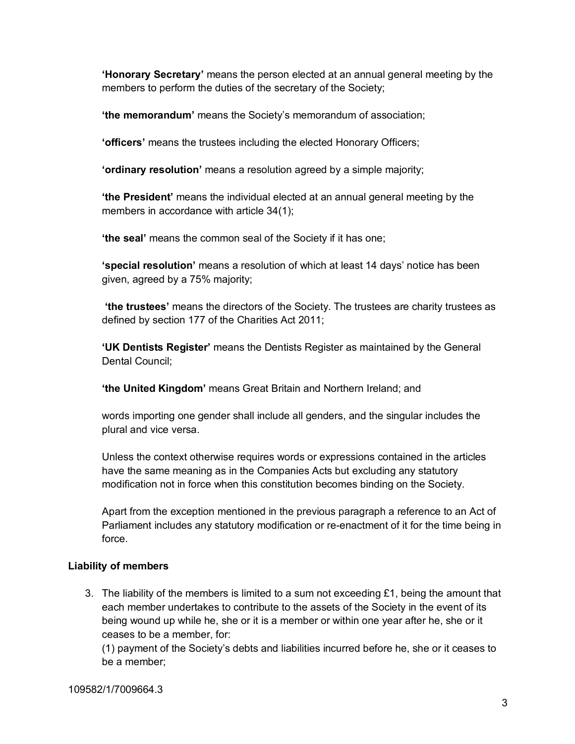**'Honorary Secretary'** means the person elected at an annual general meeting by the members to perform the duties of the secretary of the Society;

**'the memorandum'** means the Society's memorandum of association;

**'officers'** means the trustees including the elected Honorary Officers;

**'ordinary resolution'** means a resolution agreed by a simple majority;

**'the President'** means the individual elected at an annual general meeting by the members in accordance with article 34(1);

**'the seal'** means the common seal of the Society if it has one;

**'special resolution'** means a resolution of which at least 14 days' notice has been given, agreed by a 75% majority;

**'the trustees'** means the directors of the Society. The trustees are charity trustees as defined by section 177 of the Charities Act 2011;

**'UK Dentists Register'** means the Dentists Register as maintained by the General Dental Council;

**'the United Kingdom'** means Great Britain and Northern Ireland; and

words importing one gender shall include all genders, and the singular includes the plural and vice versa.

Unless the context otherwise requires words or expressions contained in the articles have the same meaning as in the Companies Acts but excluding any statutory modification not in force when this constitution becomes binding on the Society.

Apart from the exception mentioned in the previous paragraph a reference to an Act of Parliament includes any statutory modification or re-enactment of it for the time being in force.

**Liability of members**

3. The liability of the members is limited to a sum not exceeding £1, being the amount that each member undertakes to contribute to the assets of the Society in the event of its being wound up while he, she or it is a member or within one year after he, she or it ceases to be a member, for:
   (1) payment of the Society's debts and liabilities incurred before he, she or it ceases to be a member;

109582/1/7009664.3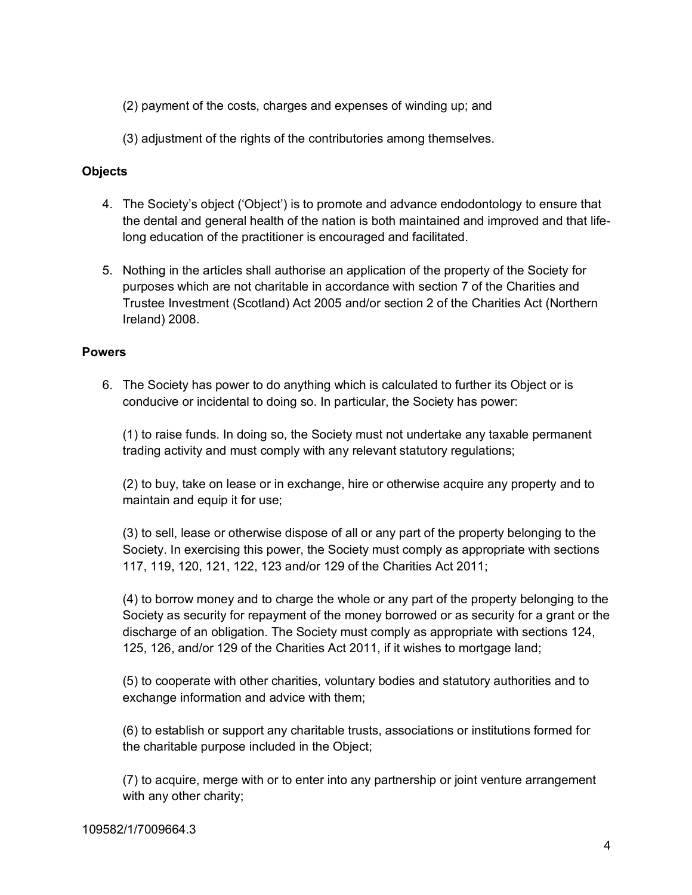(2) payment of the costs, charges and expenses of winding up; and

(3) adjustment of the rights of the contributories among themselves.

**Objects**

4. The Society's object ('Object') is to promote and advance endodontology to ensure that the dental and general health of the nation is both maintained and improved and that life-long education of the practitioner is encouraged and facilitated.

5. Nothing in the articles shall authorise an application of the property of the Society for purposes which are not charitable in accordance with section 7 of the Charities and Trustee Investment (Scotland) Act 2005 and/or section 2 of the Charities Act (Northern Ireland) 2008.

**Powers**

6. The Society has power to do anything which is calculated to further its Object or is conducive or incidental to doing so. In particular, the Society has power:

   (1) to raise funds. In doing so, the Society must not undertake any taxable permanent trading activity and must comply with any relevant statutory regulations;

   (2) to buy, take on lease or in exchange, hire or otherwise acquire any property and to maintain and equip it for use;

   (3) to sell, lease or otherwise dispose of all or any part of the property belonging to the Society. In exercising this power, the Society must comply as appropriate with sections 117, 119, 120, 121, 122, 123 and/or 129 of the Charities Act 2011;

   (4) to borrow money and to charge the whole or any part of the property belonging to the Society as security for repayment of the money borrowed or as security for a grant or the discharge of an obligation. The Society must comply as appropriate with sections 124, 125, 126, and/or 129 of the Charities Act 2011, if it wishes to mortgage land;

   (5) to cooperate with other charities, voluntary bodies and statutory authorities and to exchange information and advice with them;

   (6) to establish or support any charitable trusts, associations or institutions formed for the charitable purpose included in the Object;

   (7) to acquire, merge with or to enter into any partnership or joint venture arrangement with any other charity;

109582/1/7009664.3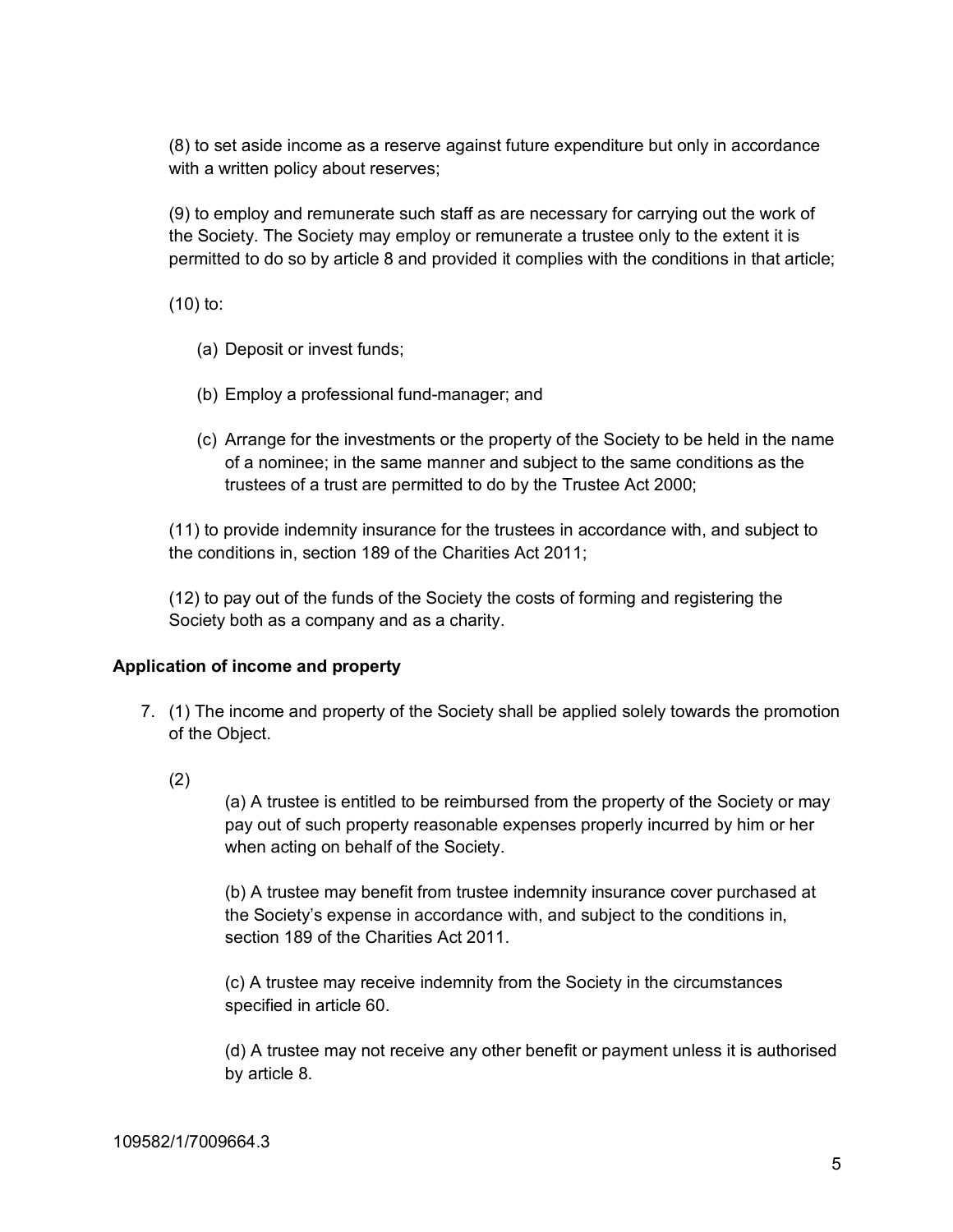(8) to set aside income as a reserve against future expenditure but only in accordance with a written policy about reserves;

(9) to employ and remunerate such staff as are necessary for carrying out the work of the Society. The Society may employ or remunerate a trustee only to the extent it is permitted to do so by article 8 and provided it complies with the conditions in that article;

(10) to:

(a) Deposit or invest funds;

(b) Employ a professional fund-manager; and

(c) Arrange for the investments or the property of the Society to be held in the name of a nominee; in the same manner and subject to the same conditions as the trustees of a trust are permitted to do by the Trustee Act 2000;

(11) to provide indemnity insurance for the trustees in accordance with, and subject to the conditions in, section 189 of the Charities Act 2011;

(12) to pay out of the funds of the Society the costs of forming and registering the Society both as a company and as a charity.

**Application of income and property**

7. (1) The income and property of the Society shall be applied solely towards the promotion of the Object.

(2)

(a) A trustee is entitled to be reimbursed from the property of the Society or may pay out of such property reasonable expenses properly incurred by him or her when acting on behalf of the Society.

(b) A trustee may benefit from trustee indemnity insurance cover purchased at the Society's expense in accordance with, and subject to the conditions in, section 189 of the Charities Act 2011.

(c) A trustee may receive indemnity from the Society in the circumstances specified in article 60.

(d) A trustee may not receive any other benefit or payment unless it is authorised by article 8.

109582/1/7009664.3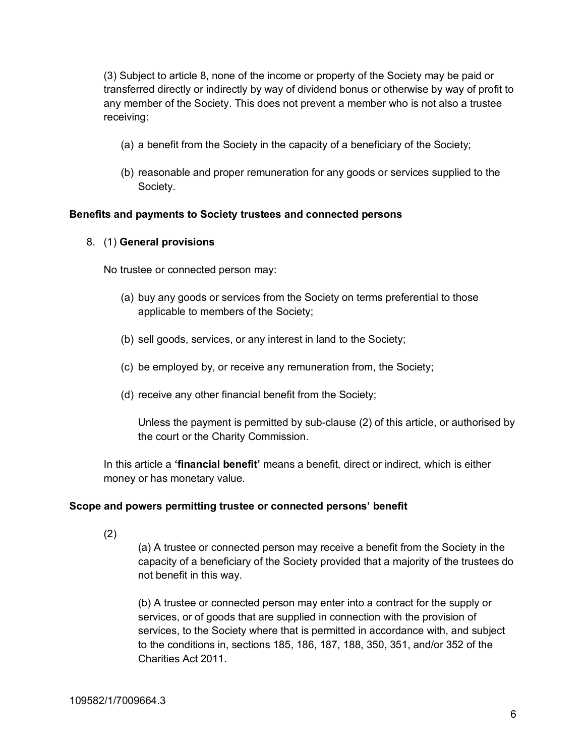(3) Subject to article 8, none of the income or property of the Society may be paid or transferred directly or indirectly by way of dividend bonus or otherwise by way of profit to any member of the Society. This does not prevent a member who is not also a trustee receiving:

(a) a benefit from the Society in the capacity of a beneficiary of the Society;

(b) reasonable and proper remuneration for any goods or services supplied to the Society.

**Benefits and payments to Society trustees and connected persons**

8. (1) **General provisions**

No trustee or connected person may:

(a) buy any goods or services from the Society on terms preferential to those applicable to members of the Society;

(b) sell goods, services, or any interest in land to the Society;

(c) be employed by, or receive any remuneration from, the Society;

(d) receive any other financial benefit from the Society;

Unless the payment is permitted by sub-clause (2) of this article, or authorised by the court or the Charity Commission.

In this article a **'financial benefit'** means a benefit, direct or indirect, which is either money or has monetary value.

**Scope and powers permitting trustee or connected persons' benefit**

(2)

(a) A trustee or connected person may receive a benefit from the Society in the capacity of a beneficiary of the Society provided that a majority of the trustees do not benefit in this way.

(b) A trustee or connected person may enter into a contract for the supply or services, or of goods that are supplied in connection with the provision of services, to the Society where that is permitted in accordance with, and subject to the conditions in, sections 185, 186, 187, 188, 350, 351, and/or 352 of the Charities Act 2011.

109582/1/7009664.3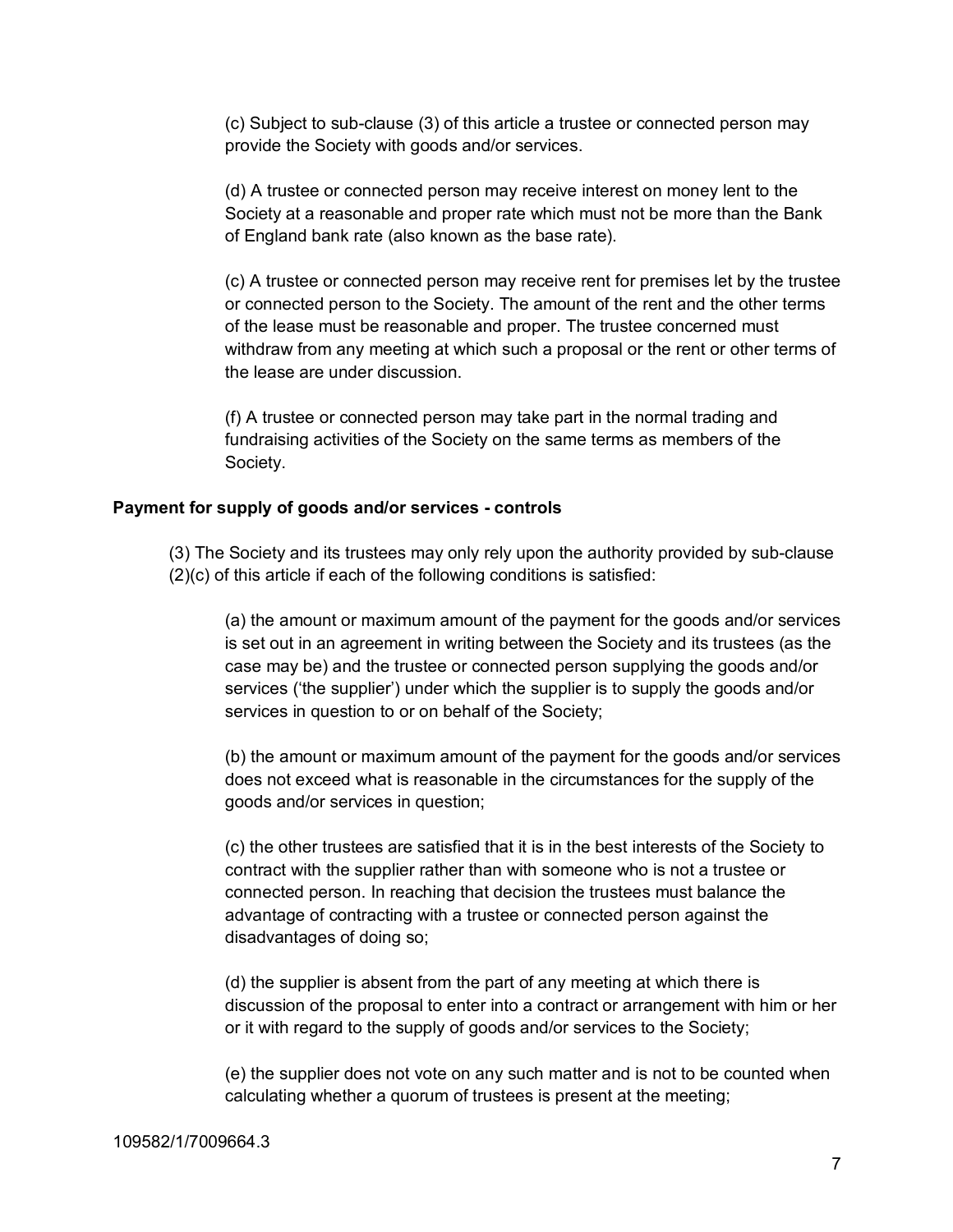(c) Subject to sub-clause (3) of this article a trustee or connected person may provide the Society with goods and/or services.

(d) A trustee or connected person may receive interest on money lent to the Society at a reasonable and proper rate which must not be more than the Bank of England bank rate (also known as the base rate).

(c) A trustee or connected person may receive rent for premises let by the trustee or connected person to the Society. The amount of the rent and the other terms of the lease must be reasonable and proper. The trustee concerned must withdraw from any meeting at which such a proposal or the rent or other terms of the lease are under discussion.

(f) A trustee or connected person may take part in the normal trading and fundraising activities of the Society on the same terms as members of the Society.

**Payment for supply of goods and/or services - controls**

(3) The Society and its trustees may only rely upon the authority provided by sub-clause (2)(c) of this article if each of the following conditions is satisfied:

(a) the amount or maximum amount of the payment for the goods and/or services is set out in an agreement in writing between the Society and its trustees (as the case may be) and the trustee or connected person supplying the goods and/or services ('the supplier') under which the supplier is to supply the goods and/or services in question to or on behalf of the Society;

(b) the amount or maximum amount of the payment for the goods and/or services does not exceed what is reasonable in the circumstances for the supply of the goods and/or services in question;

(c) the other trustees are satisfied that it is in the best interests of the Society to contract with the supplier rather than with someone who is not a trustee or connected person. In reaching that decision the trustees must balance the advantage of contracting with a trustee or connected person against the disadvantages of doing so;

(d) the supplier is absent from the part of any meeting at which there is discussion of the proposal to enter into a contract or arrangement with him or her or it with regard to the supply of goods and/or services to the Society;

(e) the supplier does not vote on any such matter and is not to be counted when calculating whether a quorum of trustees is present at the meeting;

109582/1/7009664.3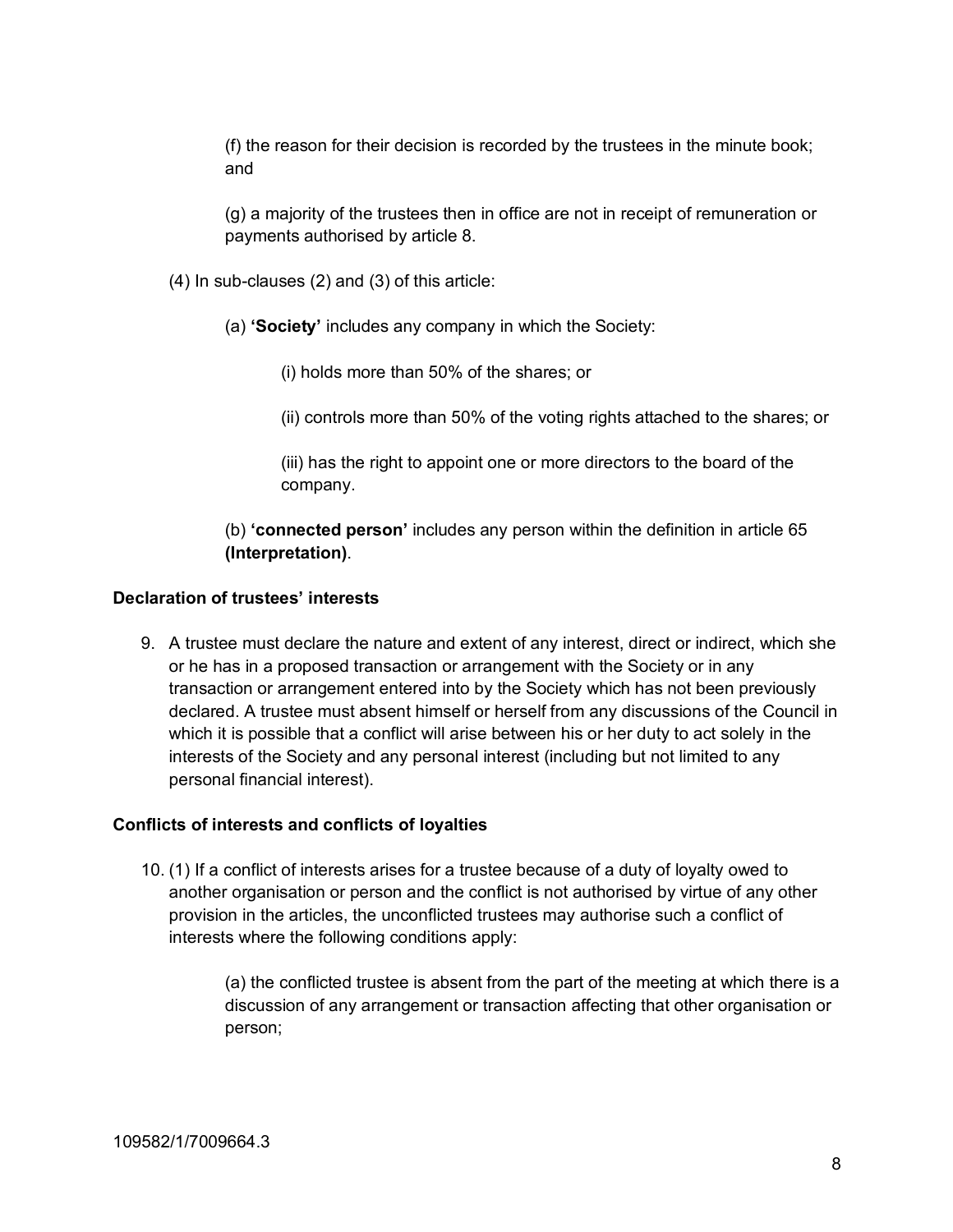(f) the reason for their decision is recorded by the trustees in the minute book; and

(g) a majority of the trustees then in office are not in receipt of remuneration or payments authorised by article 8.

(4) In sub-clauses (2) and (3) of this article:

(a) **'Society'** includes any company in which the Society:

(i) holds more than 50% of the shares; or

(ii) controls more than 50% of the voting rights attached to the shares; or

(iii) has the right to appoint one or more directors to the board of the company.

(b) **'connected person'** includes any person within the definition in article 65 **(Interpretation)**.

### Declaration of trustees' interests

9. A trustee must declare the nature and extent of any interest, direct or indirect, which she or he has in a proposed transaction or arrangement with the Society or in any transaction or arrangement entered into by the Society which has not been previously declared. A trustee must absent himself or herself from any discussions of the Council in which it is possible that a conflict will arise between his or her duty to act solely in the interests of the Society and any personal interest (including but not limited to any personal financial interest).

### Conflicts of interests and conflicts of loyalties

10. (1) If a conflict of interests arises for a trustee because of a duty of loyalty owed to another organisation or person and the conflict is not authorised by virtue of any other provision in the articles, the unconflicted trustees may authorise such a conflict of interests where the following conditions apply:

(a) the conflicted trustee is absent from the part of the meeting at which there is a discussion of any arrangement or transaction affecting that other organisation or person;

109582/1/7009664.3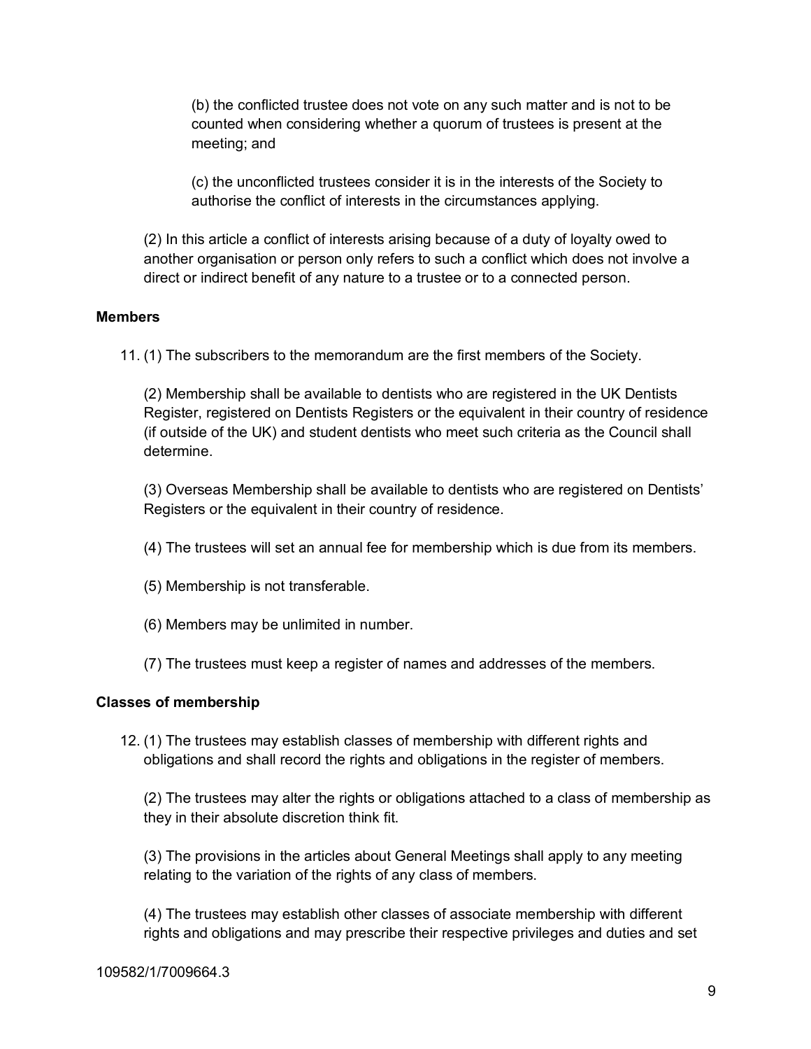(b) the conflicted trustee does not vote on any such matter and is not to be counted when considering whether a quorum of trustees is present at the meeting; and

(c) the unconflicted trustees consider it is in the interests of the Society to authorise the conflict of interests in the circumstances applying.

(2) In this article a conflict of interests arising because of a duty of loyalty owed to another organisation or person only refers to such a conflict which does not involve a direct or indirect benefit of any nature to a trustee or to a connected person.

**Members**

11. (1) The subscribers to the memorandum are the first members of the Society.

(2) Membership shall be available to dentists who are registered in the UK Dentists Register, registered on Dentists Registers or the equivalent in their country of residence (if outside of the UK) and student dentists who meet such criteria as the Council shall determine.

(3) Overseas Membership shall be available to dentists who are registered on Dentists' Registers or the equivalent in their country of residence.

(4) The trustees will set an annual fee for membership which is due from its members.

(5) Membership is not transferable.

(6) Members may be unlimited in number.

(7) The trustees must keep a register of names and addresses of the members.

**Classes of membership**

12. (1) The trustees may establish classes of membership with different rights and obligations and shall record the rights and obligations in the register of members.

(2) The trustees may alter the rights or obligations attached to a class of membership as they in their absolute discretion think fit.

(3) The provisions in the articles about General Meetings shall apply to any meeting relating to the variation of the rights of any class of members.

(4) The trustees may establish other classes of associate membership with different rights and obligations and may prescribe their respective privileges and duties and set

109582/1/7009664.3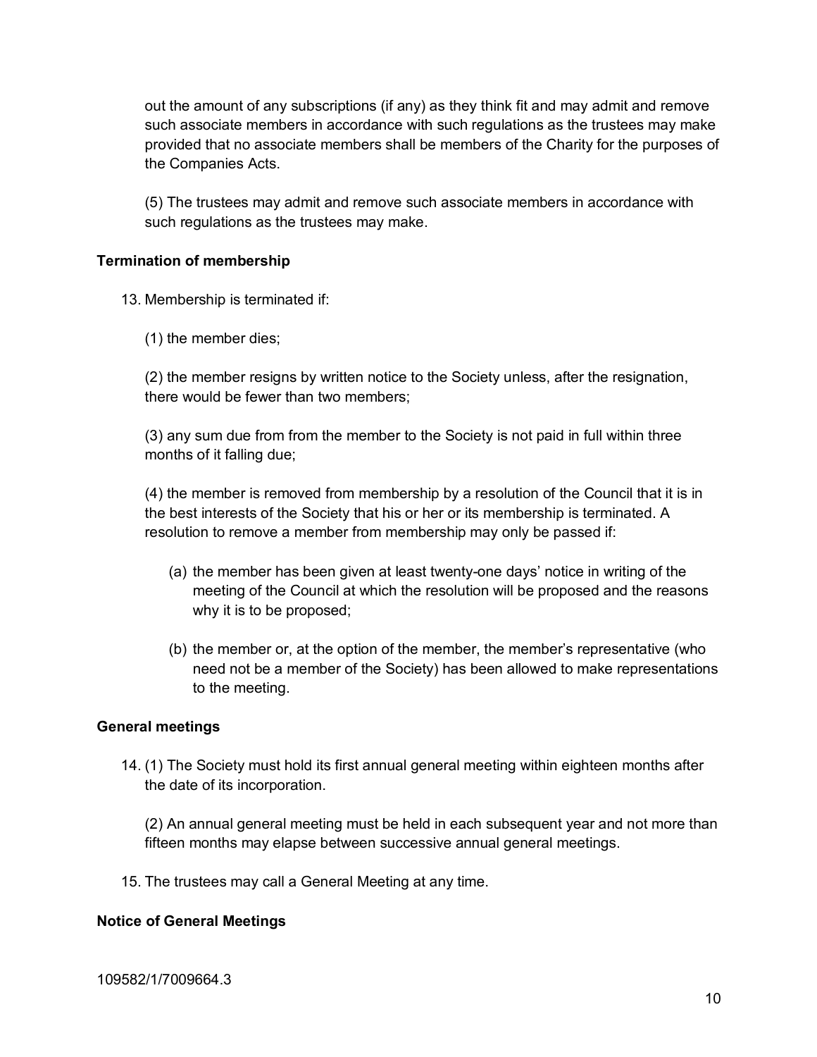out the amount of any subscriptions (if any) as they think fit and may admit and remove such associate members in accordance with such regulations as the trustees may make provided that no associate members shall be members of the Charity for the purposes of the Companies Acts.

(5) The trustees may admit and remove such associate members in accordance with such regulations as the trustees may make.

**Termination of membership**

13. Membership is terminated if:

    (1) the member dies;

    (2) the member resigns by written notice to the Society unless, after the resignation, there would be fewer than two members;

    (3) any sum due from from the member to the Society is not paid in full within three months of it falling due;

    (4) the member is removed from membership by a resolution of the Council that it is in the best interests of the Society that his or her or its membership is terminated. A resolution to remove a member from membership may only be passed if:

    (a) the member has been given at least twenty-one days' notice in writing of the meeting of the Council at which the resolution will be proposed and the reasons why it is to be proposed;

    (b) the member or, at the option of the member, the member's representative (who need not be a member of the Society) has been allowed to make representations to the meeting.

**General meetings**

14. (1) The Society must hold its first annual general meeting within eighteen months after the date of its incorporation.

    (2) An annual general meeting must be held in each subsequent year and not more than fifteen months may elapse between successive annual general meetings.

15. The trustees may call a General Meeting at any time.

**Notice of General Meetings**

109582/1/7009664.3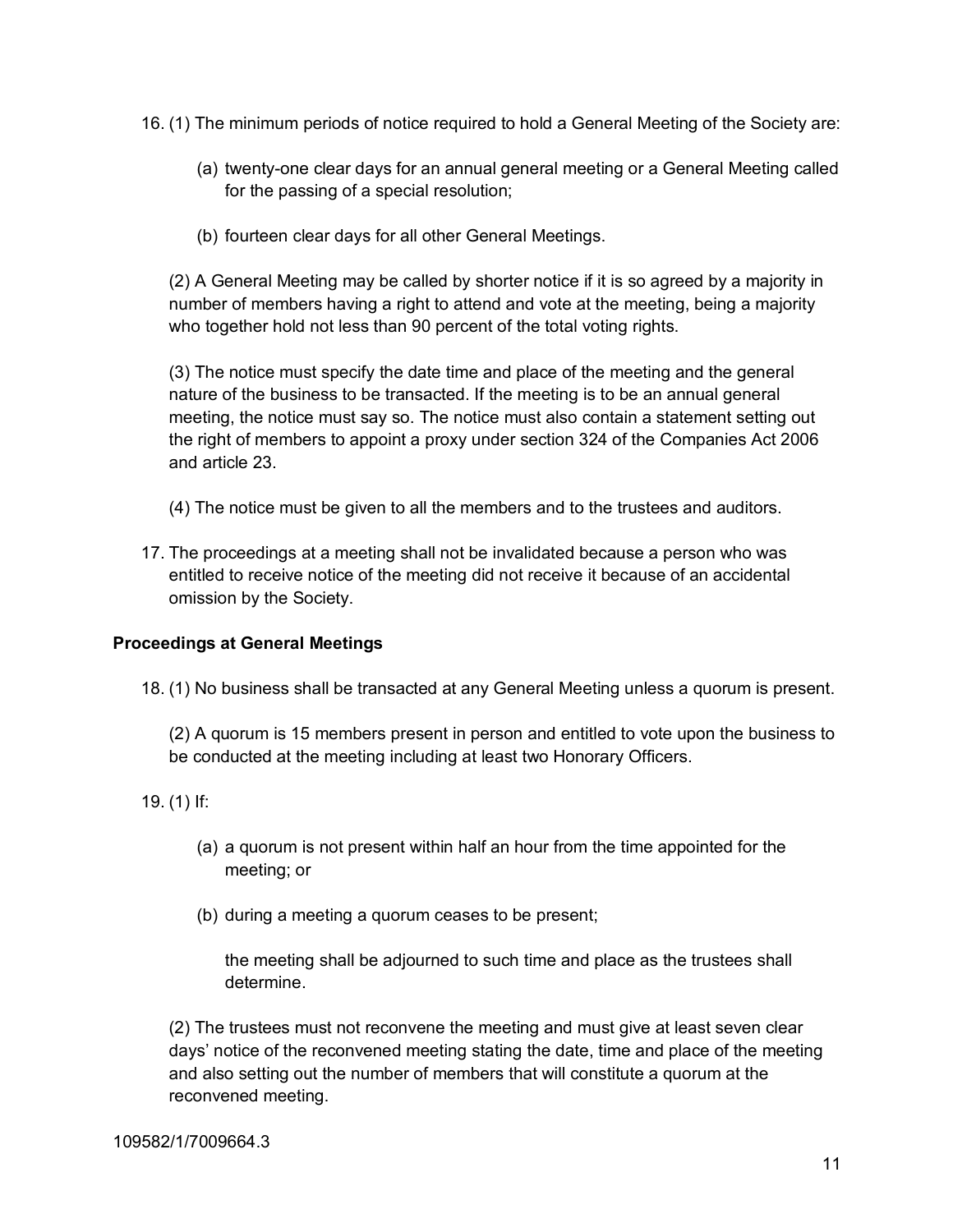16. (1) The minimum periods of notice required to hold a General Meeting of the Society are:

    (a) twenty-one clear days for an annual general meeting or a General Meeting called for the passing of a special resolution;

    (b) fourteen clear days for all other General Meetings.

    (2) A General Meeting may be called by shorter notice if it is so agreed by a majority in number of members having a right to attend and vote at the meeting, being a majority who together hold not less than 90 percent of the total voting rights.

    (3) The notice must specify the date time and place of the meeting and the general nature of the business to be transacted. If the meeting is to be an annual general meeting, the notice must say so. The notice must also contain a statement setting out the right of members to appoint a proxy under section 324 of the Companies Act 2006 and article 23.

    (4) The notice must be given to all the members and to the trustees and auditors.

17. The proceedings at a meeting shall not be invalidated because a person who was entitled to receive notice of the meeting did not receive it because of an accidental omission by the Society.

**Proceedings at General Meetings**

18. (1) No business shall be transacted at any General Meeting unless a quorum is present.

    (2) A quorum is 15 members present in person and entitled to vote upon the business to be conducted at the meeting including at least two Honorary Officers.

19. (1) If:

    (a) a quorum is not present within half an hour from the time appointed for the meeting; or

    (b) during a meeting a quorum ceases to be present;

    the meeting shall be adjourned to such time and place as the trustees shall determine.

    (2) The trustees must not reconvene the meeting and must give at least seven clear days' notice of the reconvened meeting stating the date, time and place of the meeting and also setting out the number of members that will constitute a quorum at the reconvened meeting.

109582/1/7009664.3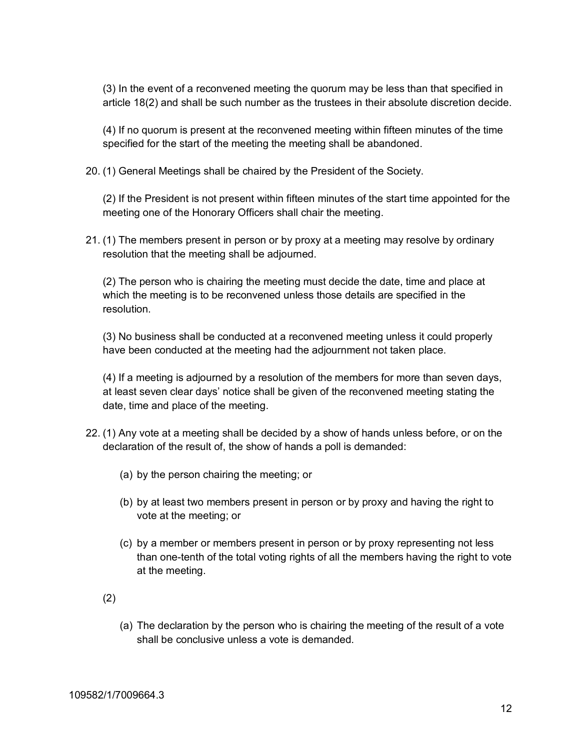(3) In the event of a reconvened meeting the quorum may be less than that specified in article 18(2) and shall be such number as the trustees in their absolute discretion decide.

(4) If no quorum is present at the reconvened meeting within fifteen minutes of the time specified for the start of the meeting the meeting shall be abandoned.

20. (1) General Meetings shall be chaired by the President of the Society.

    (2) If the President is not present within fifteen minutes of the start time appointed for the meeting one of the Honorary Officers shall chair the meeting.

21. (1) The members present in person or by proxy at a meeting may resolve by ordinary resolution that the meeting shall be adjourned.

    (2) The person who is chairing the meeting must decide the date, time and place at which the meeting is to be reconvened unless those details are specified in the resolution.

    (3) No business shall be conducted at a reconvened meeting unless it could properly have been conducted at the meeting had the adjournment not taken place.

    (4) If a meeting is adjourned by a resolution of the members for more than seven days, at least seven clear days' notice shall be given of the reconvened meeting stating the date, time and place of the meeting.

22. (1) Any vote at a meeting shall be decided by a show of hands unless before, or on the declaration of the result of, the show of hands a poll is demanded:

    (a) by the person chairing the meeting; or

    (b) by at least two members present in person or by proxy and having the right to vote at the meeting; or

    (c) by a member or members present in person or by proxy representing not less than one-tenth of the total voting rights of all the members having the right to vote at the meeting.

    (2)

    (a) The declaration by the person who is chairing the meeting of the result of a vote shall be conclusive unless a vote is demanded.

109582/1/7009664.3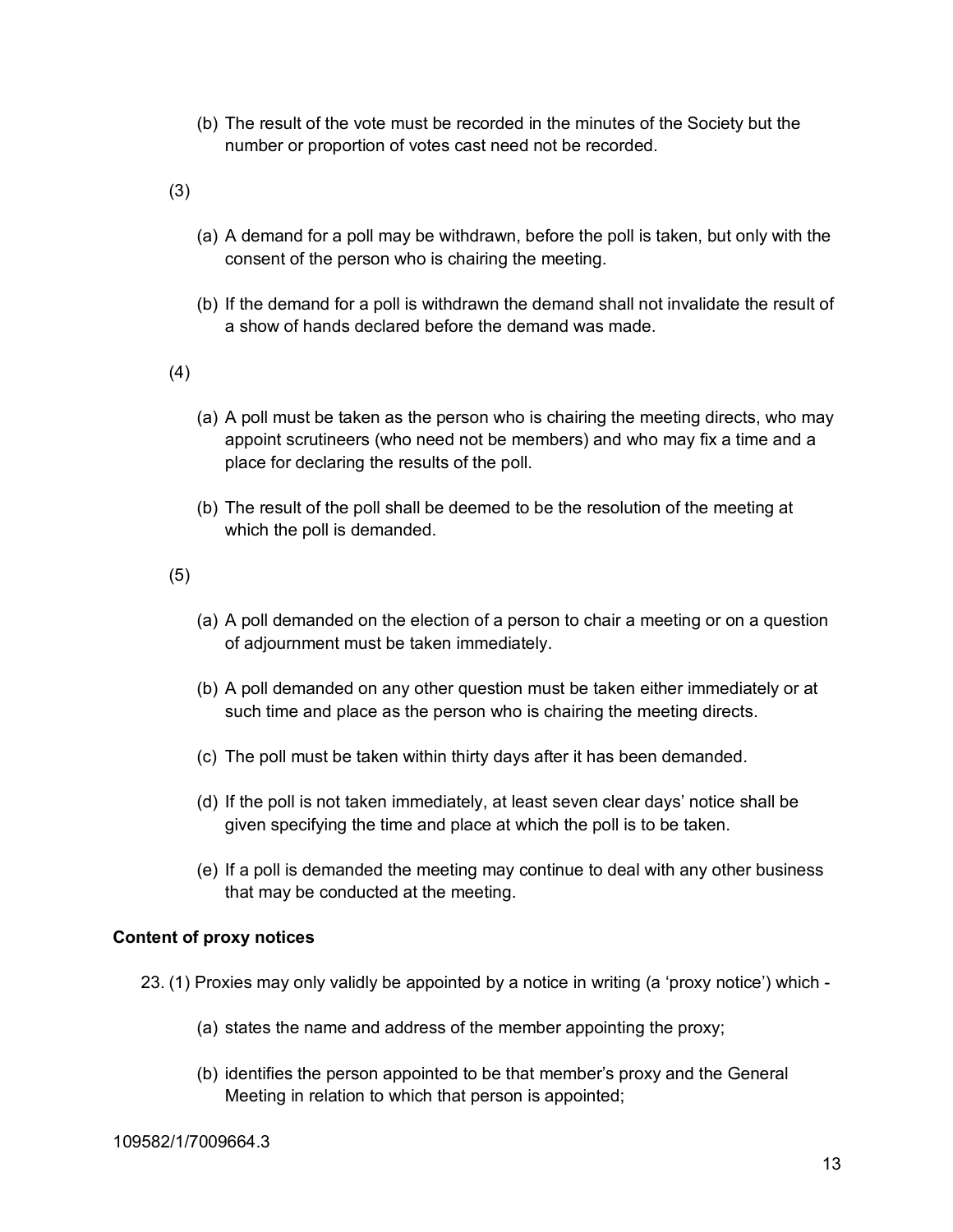(b) The result of the vote must be recorded in the minutes of the Society but the number or proportion of votes cast need not be recorded.

(3)

(a) A demand for a poll may be withdrawn, before the poll is taken, but only with the consent of the person who is chairing the meeting.

(b) If the demand for a poll is withdrawn the demand shall not invalidate the result of a show of hands declared before the demand was made.

(4)

(a) A poll must be taken as the person who is chairing the meeting directs, who may appoint scrutineers (who need not be members) and who may fix a time and a place for declaring the results of the poll.

(b) The result of the poll shall be deemed to be the resolution of the meeting at which the poll is demanded.

(5)

(a) A poll demanded on the election of a person to chair a meeting or on a question of adjournment must be taken immediately.

(b) A poll demanded on any other question must be taken either immediately or at such time and place as the person who is chairing the meeting directs.

(c) The poll must be taken within thirty days after it has been demanded.

(d) If the poll is not taken immediately, at least seven clear days' notice shall be given specifying the time and place at which the poll is to be taken.

(e) If a poll is demanded the meeting may continue to deal with any other business that may be conducted at the meeting.

**Content of proxy notices**

23. (1) Proxies may only validly be appointed by a notice in writing (a 'proxy notice') which -

(a) states the name and address of the member appointing the proxy;

(b) identifies the person appointed to be that member's proxy and the General Meeting in relation to which that person is appointed;

109582/1/7009664.3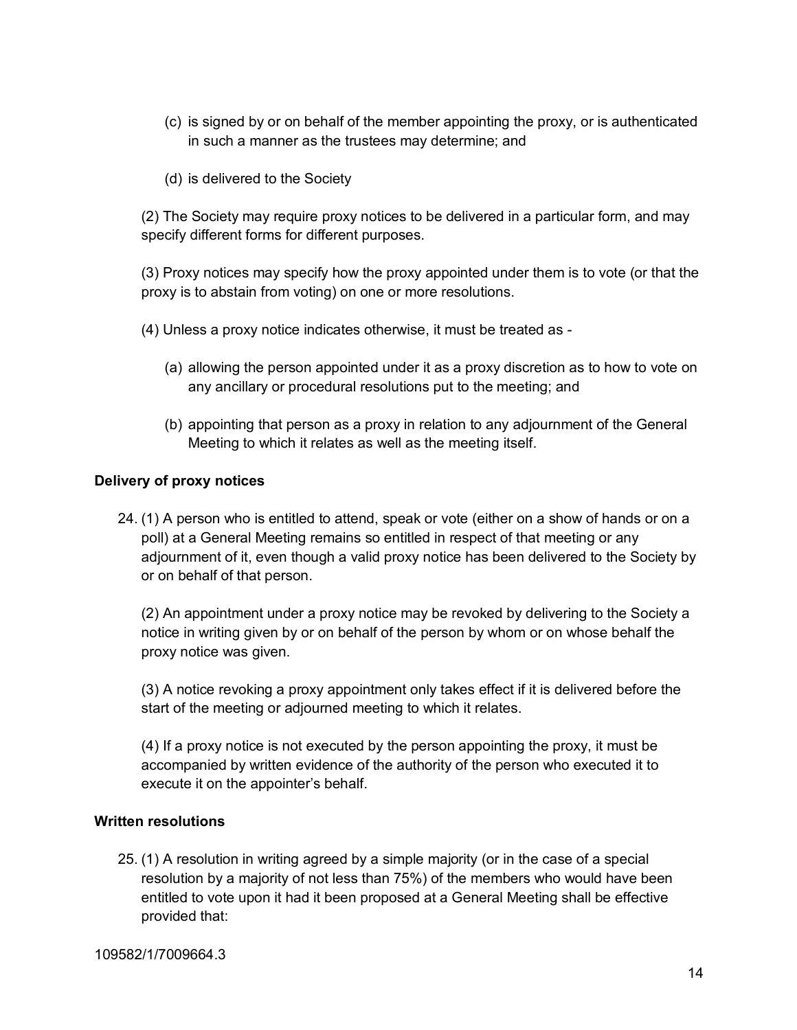(c) is signed by or on behalf of the member appointing the proxy, or is authenticated in such a manner as the trustees may determine; and

(d) is delivered to the Society

(2) The Society may require proxy notices to be delivered in a particular form, and may specify different forms for different purposes.

(3) Proxy notices may specify how the proxy appointed under them is to vote (or that the proxy is to abstain from voting) on one or more resolutions.

(4) Unless a proxy notice indicates otherwise, it must be treated as -

(a) allowing the person appointed under it as a proxy discretion as to how to vote on any ancillary or procedural resolutions put to the meeting; and

(b) appointing that person as a proxy in relation to any adjournment of the General Meeting to which it relates as well as the meeting itself.

**Delivery of proxy notices**

24. (1) A person who is entitled to attend, speak or vote (either on a show of hands or on a poll) at a General Meeting remains so entitled in respect of that meeting or any adjournment of it, even though a valid proxy notice has been delivered to the Society by or on behalf of that person.

(2) An appointment under a proxy notice may be revoked by delivering to the Society a notice in writing given by or on behalf of the person by whom or on whose behalf the proxy notice was given.

(3) A notice revoking a proxy appointment only takes effect if it is delivered before the start of the meeting or adjourned meeting to which it relates.

(4) If a proxy notice is not executed by the person appointing the proxy, it must be accompanied by written evidence of the authority of the person who executed it to execute it on the appointer's behalf.

**Written resolutions**

25. (1) A resolution in writing agreed by a simple majority (or in the case of a special resolution by a majority of not less than 75%) of the members who would have been entitled to vote upon it had it been proposed at a General Meeting shall be effective provided that:

109582/1/7009664.3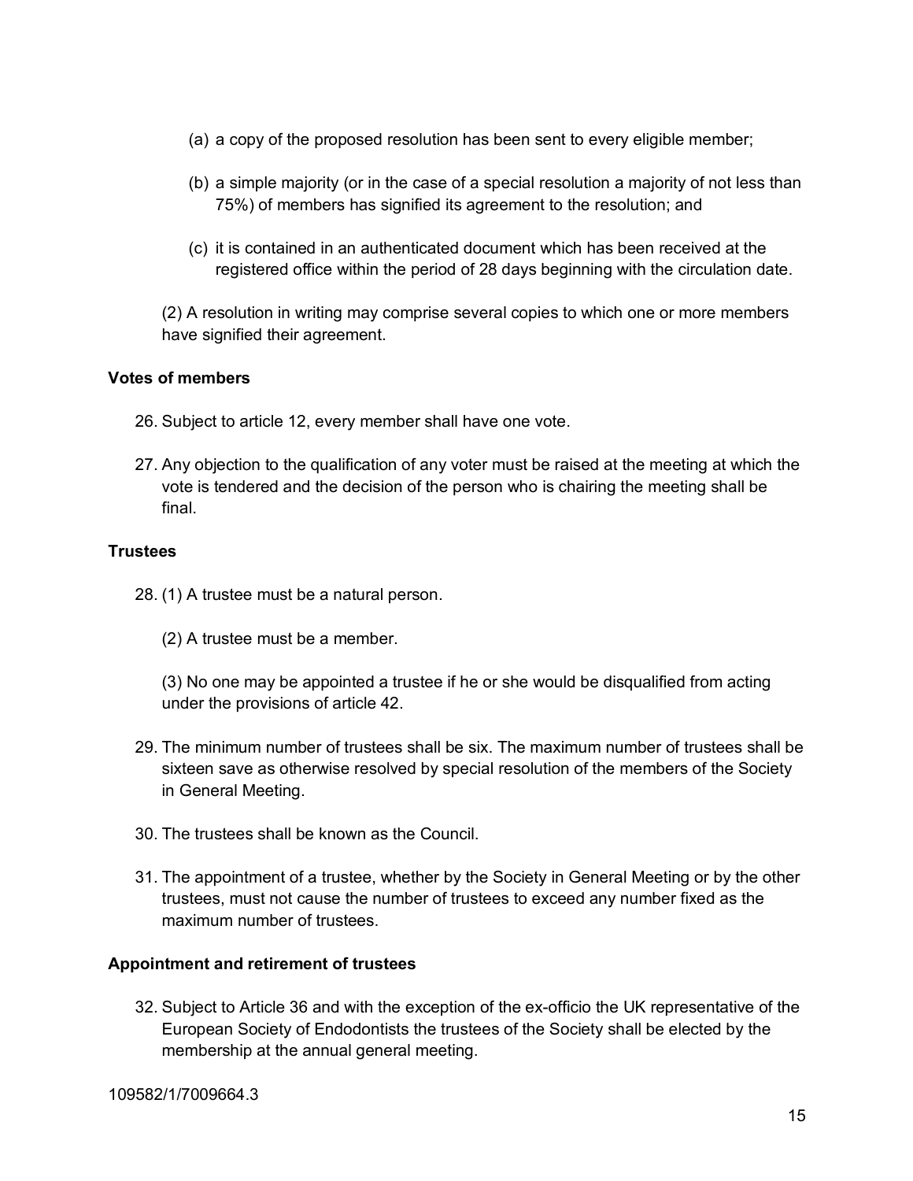(a) a copy of the proposed resolution has been sent to every eligible member;

(b) a simple majority (or in the case of a special resolution a majority of not less than 75%) of members has signified its agreement to the resolution; and

(c) it is contained in an authenticated document which has been received at the registered office within the period of 28 days beginning with the circulation date.

(2) A resolution in writing may comprise several copies to which one or more members have signified their agreement.

**Votes of members**

26. Subject to article 12, every member shall have one vote.

27. Any objection to the qualification of any voter must be raised at the meeting at which the vote is tendered and the decision of the person who is chairing the meeting shall be final.

**Trustees**

28. (1) A trustee must be a natural person.

    (2) A trustee must be a member.

    (3) No one may be appointed a trustee if he or she would be disqualified from acting under the provisions of article 42.

29. The minimum number of trustees shall be six. The maximum number of trustees shall be sixteen save as otherwise resolved by special resolution of the members of the Society in General Meeting.

30. The trustees shall be known as the Council.

31. The appointment of a trustee, whether by the Society in General Meeting or by the other trustees, must not cause the number of trustees to exceed any number fixed as the maximum number of trustees.

**Appointment and retirement of trustees**

32. Subject to Article 36 and with the exception of the ex-officio the UK representative of the European Society of Endodontists the trustees of the Society shall be elected by the membership at the annual general meeting.

109582/1/7009664.3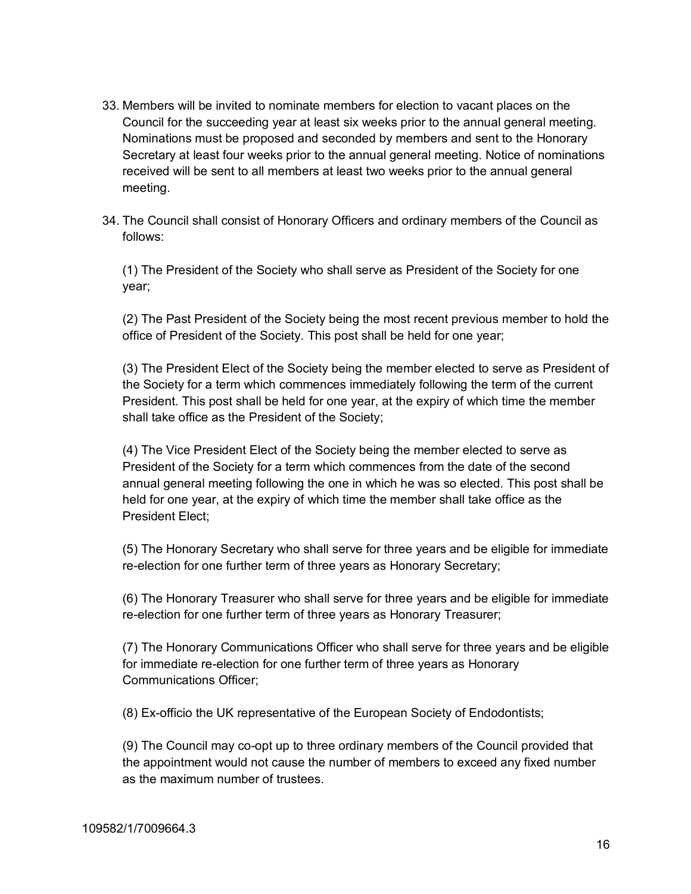33. Members will be invited to nominate members for election to vacant places on the Council for the succeeding year at least six weeks prior to the annual general meeting. Nominations must be proposed and seconded by members and sent to the Honorary Secretary at least four weeks prior to the annual general meeting. Notice of nominations received will be sent to all members at least two weeks prior to the annual general meeting.

34. The Council shall consist of Honorary Officers and ordinary members of the Council as follows:

    (1) The President of the Society who shall serve as President of the Society for one year;

    (2) The Past President of the Society being the most recent previous member to hold the office of President of the Society. This post shall be held for one year;

    (3) The President Elect of the Society being the member elected to serve as President of the Society for a term which commences immediately following the term of the current President. This post shall be held for one year, at the expiry of which time the member shall take office as the President of the Society;

    (4) The Vice President Elect of the Society being the member elected to serve as President of the Society for a term which commences from the date of the second annual general meeting following the one in which he was so elected. This post shall be held for one year, at the expiry of which time the member shall take office as the President Elect;

    (5) The Honorary Secretary who shall serve for three years and be eligible for immediate re-election for one further term of three years as Honorary Secretary;

    (6) The Honorary Treasurer who shall serve for three years and be eligible for immediate re-election for one further term of three years as Honorary Treasurer;

    (7) The Honorary Communications Officer who shall serve for three years and be eligible for immediate re-election for one further term of three years as Honorary Communications Officer;

    (8) Ex-officio the UK representative of the European Society of Endodontists;

    (9) The Council may co-opt up to three ordinary members of the Council provided that the appointment would not cause the number of members to exceed any fixed number as the maximum number of trustees.

109582/1/7009664.3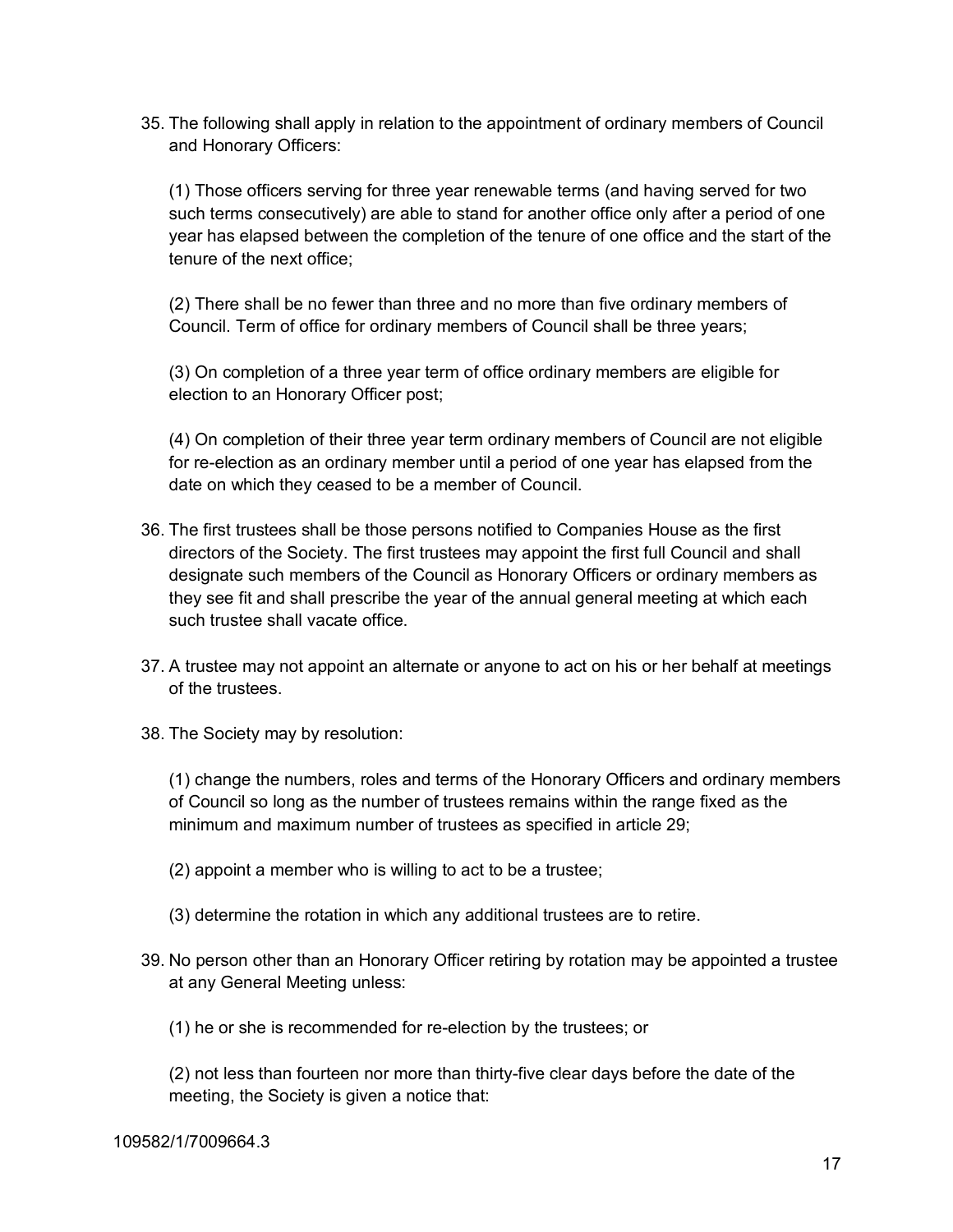35. The following shall apply in relation to the appointment of ordinary members of Council and Honorary Officers:

    (1) Those officers serving for three year renewable terms (and having served for two such terms consecutively) are able to stand for another office only after a period of one year has elapsed between the completion of the tenure of one office and the start of the tenure of the next office;

    (2) There shall be no fewer than three and no more than five ordinary members of Council. Term of office for ordinary members of Council shall be three years;

    (3) On completion of a three year term of office ordinary members are eligible for election to an Honorary Officer post;

    (4) On completion of their three year term ordinary members of Council are not eligible for re-election as an ordinary member until a period of one year has elapsed from the date on which they ceased to be a member of Council.

36. The first trustees shall be those persons notified to Companies House as the first directors of the Society. The first trustees may appoint the first full Council and shall designate such members of the Council as Honorary Officers or ordinary members as they see fit and shall prescribe the year of the annual general meeting at which each such trustee shall vacate office.

37. A trustee may not appoint an alternate or anyone to act on his or her behalf at meetings of the trustees.

38. The Society may by resolution:

    (1) change the numbers, roles and terms of the Honorary Officers and ordinary members of Council so long as the number of trustees remains within the range fixed as the minimum and maximum number of trustees as specified in article 29;

    (2) appoint a member who is willing to act to be a trustee;

    (3) determine the rotation in which any additional trustees are to retire.

39. No person other than an Honorary Officer retiring by rotation may be appointed a trustee at any General Meeting unless:

    (1) he or she is recommended for re-election by the trustees; or

    (2) not less than fourteen nor more than thirty-five clear days before the date of the meeting, the Society is given a notice that:

109582/1/7009664.3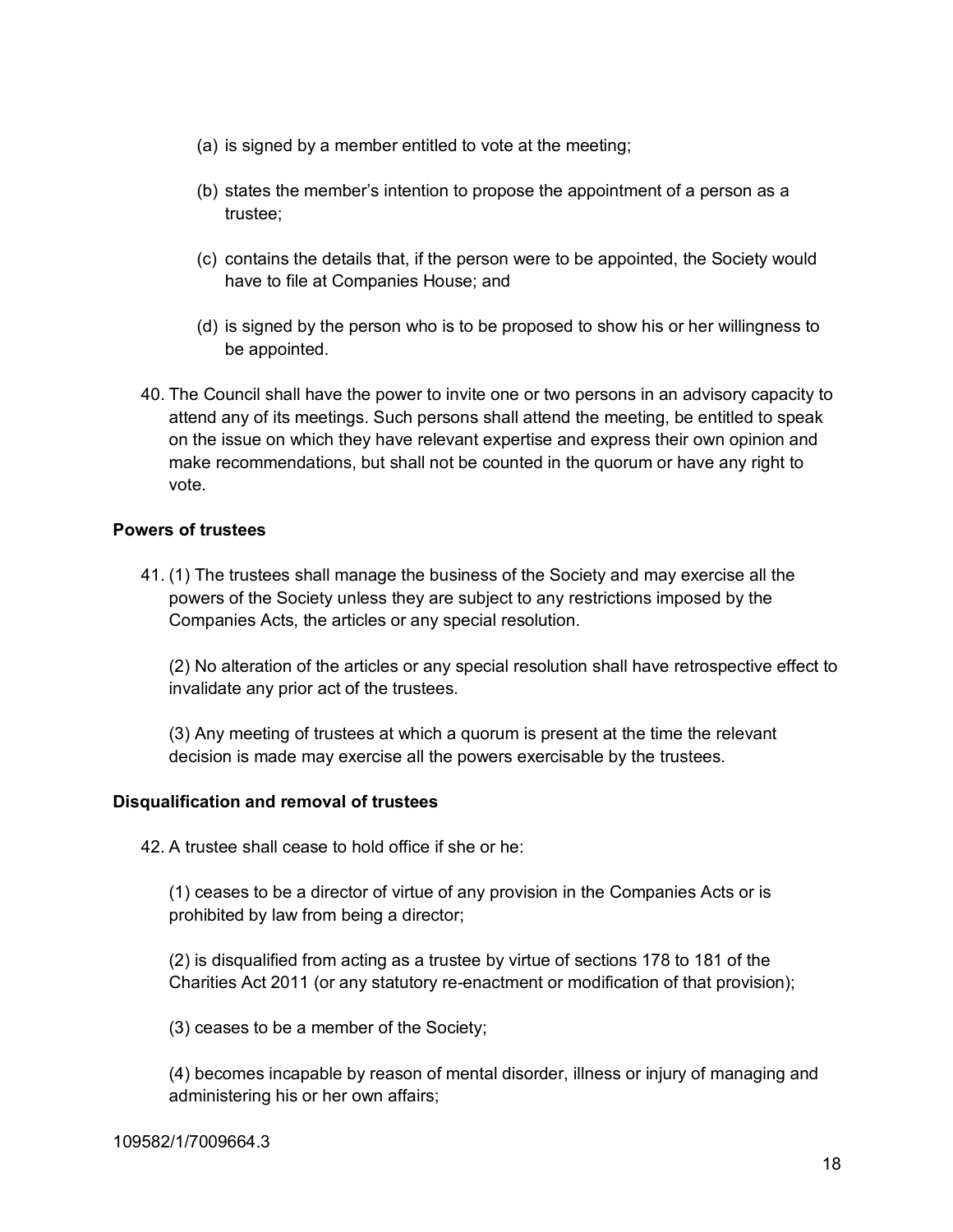(a) is signed by a member entitled to vote at the meeting;

(b) states the member's intention to propose the appointment of a person as a trustee;

(c) contains the details that, if the person were to be appointed, the Society would have to file at Companies House; and

(d) is signed by the person who is to be proposed to show his or her willingness to be appointed.

40. The Council shall have the power to invite one or two persons in an advisory capacity to attend any of its meetings. Such persons shall attend the meeting, be entitled to speak on the issue on which they have relevant expertise and express their own opinion and make recommendations, but shall not be counted in the quorum or have any right to vote.

**Powers of trustees**

41. (1) The trustees shall manage the business of the Society and may exercise all the powers of the Society unless they are subject to any restrictions imposed by the Companies Acts, the articles or any special resolution.

    (2) No alteration of the articles or any special resolution shall have retrospective effect to invalidate any prior act of the trustees.

    (3) Any meeting of trustees at which a quorum is present at the time the relevant decision is made may exercise all the powers exercisable by the trustees.

**Disqualification and removal of trustees**

42. A trustee shall cease to hold office if she or he:

    (1) ceases to be a director of virtue of any provision in the Companies Acts or is prohibited by law from being a director;

    (2) is disqualified from acting as a trustee by virtue of sections 178 to 181 of the Charities Act 2011 (or any statutory re-enactment or modification of that provision);

    (3) ceases to be a member of the Society;

    (4) becomes incapable by reason of mental disorder, illness or injury of managing and administering his or her own affairs;

109582/1/7009664.3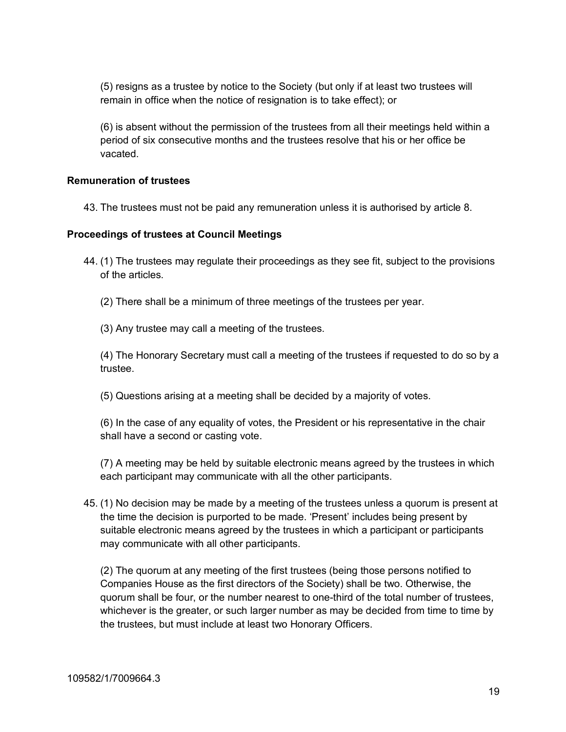(5) resigns as a trustee by notice to the Society (but only if at least two trustees will remain in office when the notice of resignation is to take effect); or

(6) is absent without the permission of the trustees from all their meetings held within a period of six consecutive months and the trustees resolve that his or her office be vacated.

**Remuneration of trustees**

43. The trustees must not be paid any remuneration unless it is authorised by article 8.

**Proceedings of trustees at Council Meetings**

44. (1) The trustees may regulate their proceedings as they see fit, subject to the provisions of the articles.

    (2) There shall be a minimum of three meetings of the trustees per year.

    (3) Any trustee may call a meeting of the trustees.

    (4) The Honorary Secretary must call a meeting of the trustees if requested to do so by a trustee.

    (5) Questions arising at a meeting shall be decided by a majority of votes.

    (6) In the case of any equality of votes, the President or his representative in the chair shall have a second or casting vote.

    (7) A meeting may be held by suitable electronic means agreed by the trustees in which each participant may communicate with all the other participants.

45. (1) No decision may be made by a meeting of the trustees unless a quorum is present at the time the decision is purported to be made. 'Present' includes being present by suitable electronic means agreed by the trustees in which a participant or participants may communicate with all other participants.

    (2) The quorum at any meeting of the first trustees (being those persons notified to Companies House as the first directors of the Society) shall be two. Otherwise, the quorum shall be four, or the number nearest to one-third of the total number of trustees, whichever is the greater, or such larger number as may be decided from time to time by the trustees, but must include at least two Honorary Officers.

109582/1/7009664.3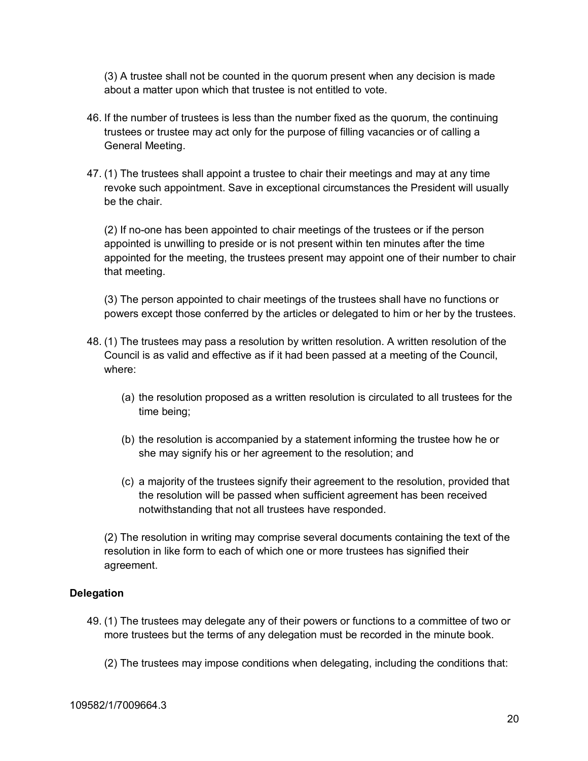(3) A trustee shall not be counted in the quorum present when any decision is made about a matter upon which that trustee is not entitled to vote.

46. If the number of trustees is less than the number fixed as the quorum, the continuing trustees or trustee may act only for the purpose of filling vacancies or of calling a General Meeting.

47. (1) The trustees shall appoint a trustee to chair their meetings and may at any time revoke such appointment. Save in exceptional circumstances the President will usually be the chair.

    (2) If no-one has been appointed to chair meetings of the trustees or if the person appointed is unwilling to preside or is not present within ten minutes after the time appointed for the meeting, the trustees present may appoint one of their number to chair that meeting.

    (3) The person appointed to chair meetings of the trustees shall have no functions or powers except those conferred by the articles or delegated to him or her by the trustees.

48. (1) The trustees may pass a resolution by written resolution. A written resolution of the Council is as valid and effective as if it had been passed at a meeting of the Council, where:

    (a) the resolution proposed as a written resolution is circulated to all trustees for the time being;

    (b) the resolution is accompanied by a statement informing the trustee how he or she may signify his or her agreement to the resolution; and

    (c) a majority of the trustees signify their agreement to the resolution, provided that the resolution will be passed when sufficient agreement has been received notwithstanding that not all trustees have responded.

    (2) The resolution in writing may comprise several documents containing the text of the resolution in like form to each of which one or more trustees has signified their agreement.

**Delegation**

49. (1) The trustees may delegate any of their powers or functions to a committee of two or more trustees but the terms of any delegation must be recorded in the minute book.

    (2) The trustees may impose conditions when delegating, including the conditions that:

109582/1/7009664.3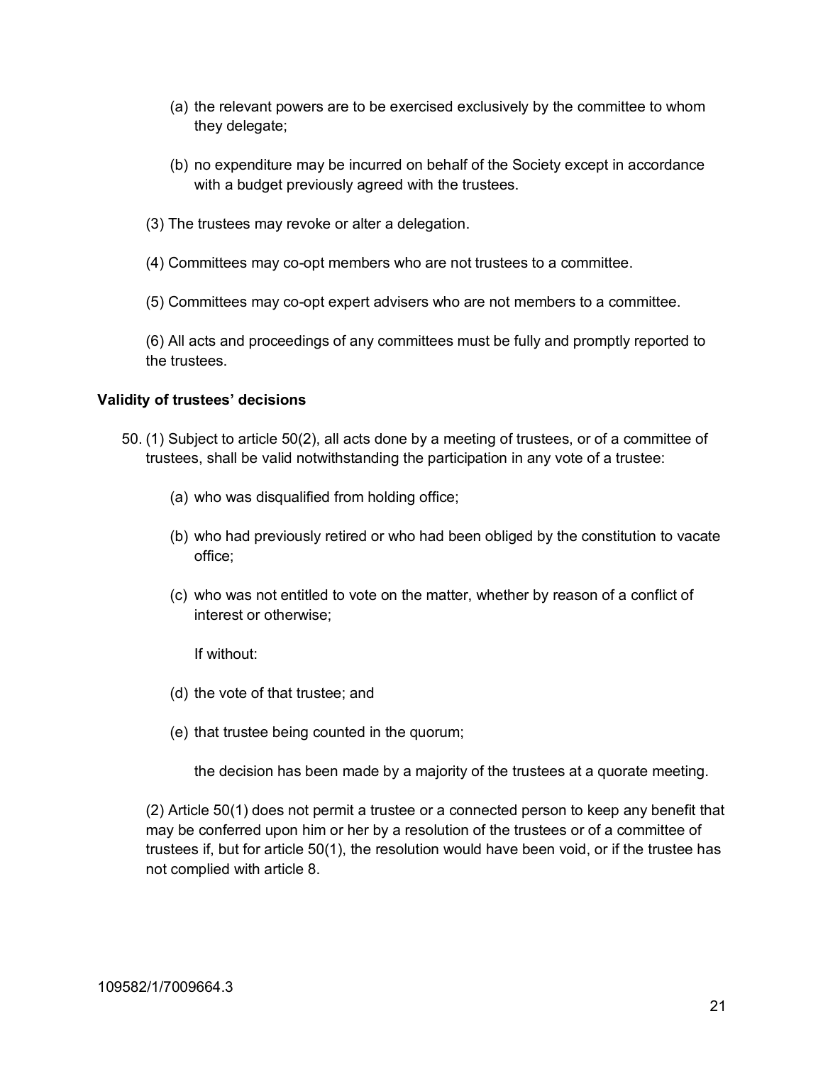(a) the relevant powers are to be exercised exclusively by the committee to whom they delegate;

(b) no expenditure may be incurred on behalf of the Society except in accordance with a budget previously agreed with the trustees.

(3) The trustees may revoke or alter a delegation.

(4) Committees may co-opt members who are not trustees to a committee.

(5) Committees may co-opt expert advisers who are not members to a committee.

(6) All acts and proceedings of any committees must be fully and promptly reported to the trustees.

**Validity of trustees' decisions**

50. (1) Subject to article 50(2), all acts done by a meeting of trustees, or of a committee of trustees, shall be valid notwithstanding the participation in any vote of a trustee:

   (a) who was disqualified from holding office;

   (b) who had previously retired or who had been obliged by the constitution to vacate office;

   (c) who was not entitled to vote on the matter, whether by reason of a conflict of interest or otherwise;

   If without:

   (d) the vote of that trustee; and

   (e) that trustee being counted in the quorum;

   the decision has been made by a majority of the trustees at a quorate meeting.

(2) Article 50(1) does not permit a trustee or a connected person to keep any benefit that may be conferred upon him or her by a resolution of the trustees or of a committee of trustees if, but for article 50(1), the resolution would have been void, or if the trustee has not complied with article 8.

109582/1/7009664.3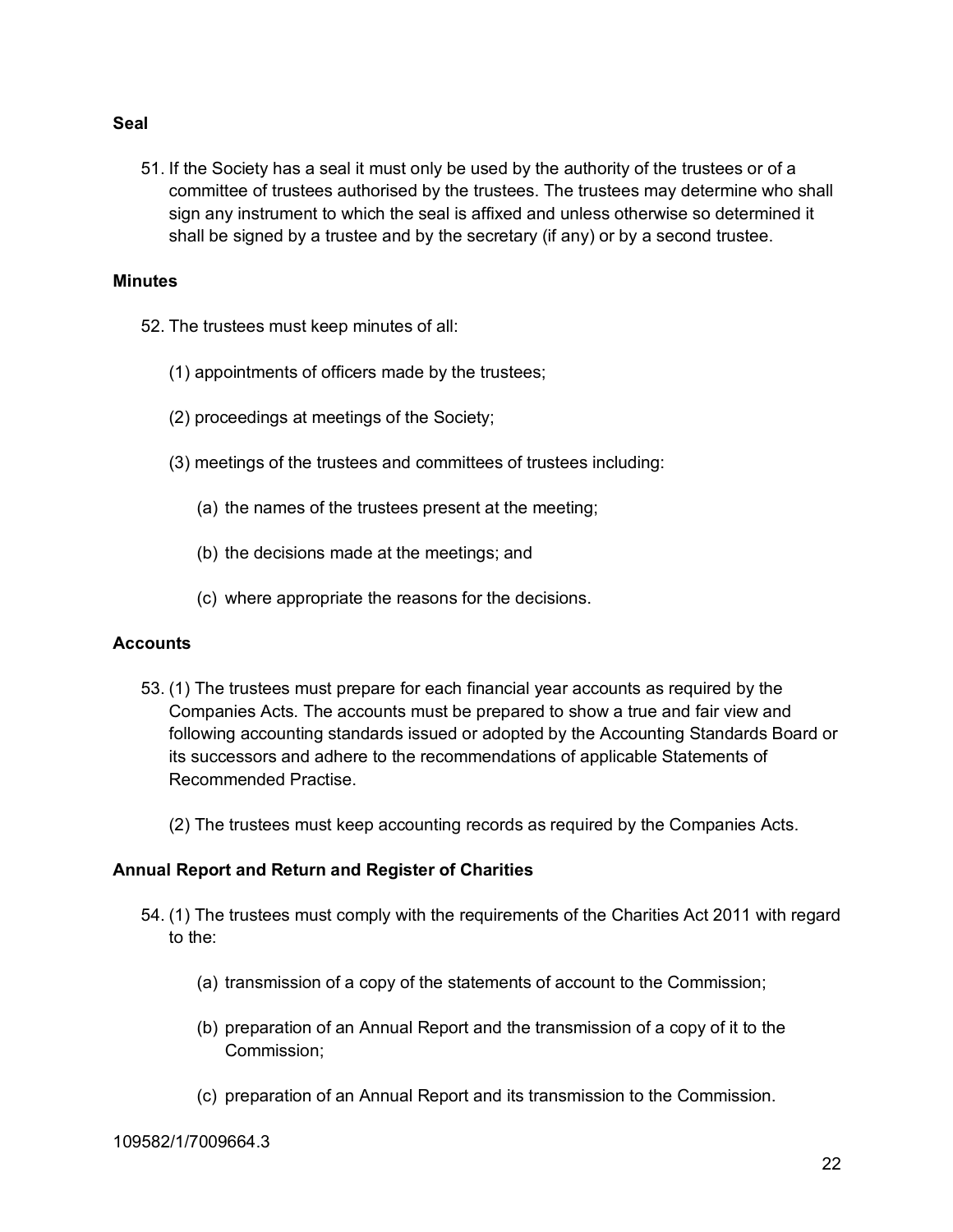**Seal**

51. If the Society has a seal it must only be used by the authority of the trustees or of a committee of trustees authorised by the trustees. The trustees may determine who shall sign any instrument to which the seal is affixed and unless otherwise so determined it shall be signed by a trustee and by the secretary (if any) or by a second trustee.

**Minutes**

52. The trustees must keep minutes of all:

    (1) appointments of officers made by the trustees;

    (2) proceedings at meetings of the Society;

    (3) meetings of the trustees and committees of trustees including:

        (a) the names of the trustees present at the meeting;

        (b) the decisions made at the meetings; and

        (c) where appropriate the reasons for the decisions.

**Accounts**

53. (1) The trustees must prepare for each financial year accounts as required by the Companies Acts. The accounts must be prepared to show a true and fair view and following accounting standards issued or adopted by the Accounting Standards Board or its successors and adhere to the recommendations of applicable Statements of Recommended Practise.

    (2) The trustees must keep accounting records as required by the Companies Acts.

**Annual Report and Return and Register of Charities**

54. (1) The trustees must comply with the requirements of the Charities Act 2011 with regard to the:

        (a) transmission of a copy of the statements of account to the Commission;

        (b) preparation of an Annual Report and the transmission of a copy of it to the Commission;

        (c) preparation of an Annual Report and its transmission to the Commission.

109582/1/7009664.3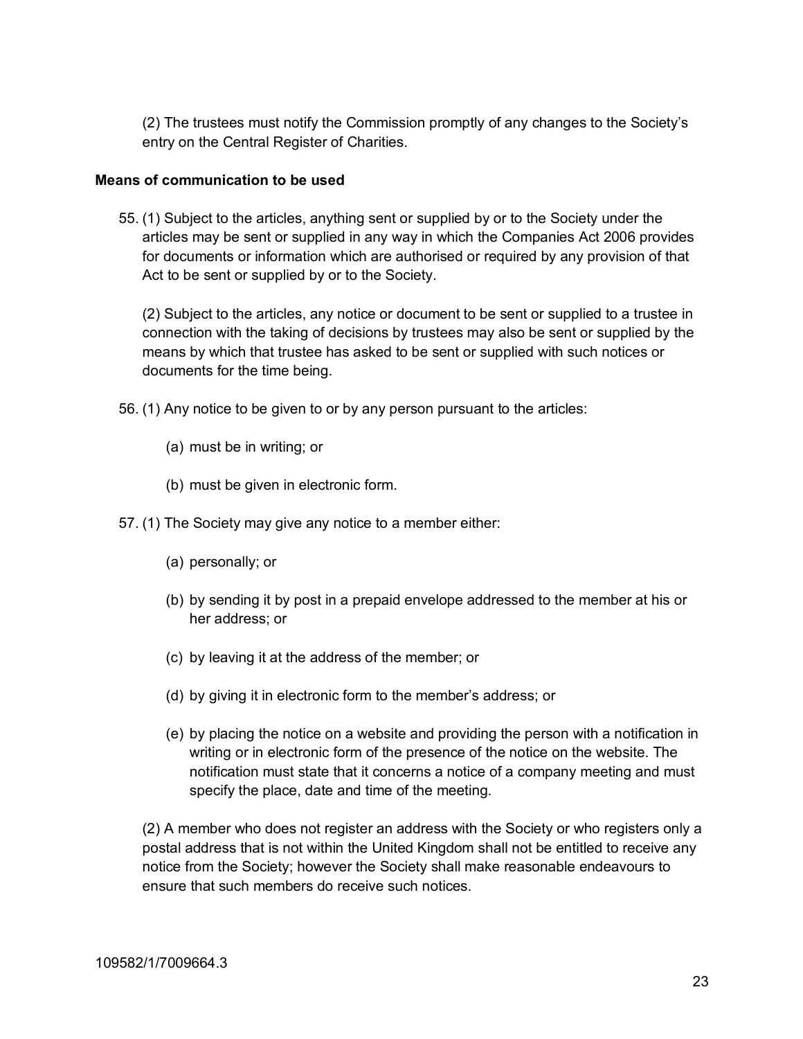(2) The trustees must notify the Commission promptly of any changes to the Society's entry on the Central Register of Charities.

**Means of communication to be used**

55. (1) Subject to the articles, anything sent or supplied by or to the Society under the articles may be sent or supplied in any way in which the Companies Act 2006 provides for documents or information which are authorised or required by any provision of that Act to be sent or supplied by or to the Society.

    (2) Subject to the articles, any notice or document to be sent or supplied to a trustee in connection with the taking of decisions by trustees may also be sent or supplied by the means by which that trustee has asked to be sent or supplied with such notices or documents for the time being.

56. (1) Any notice to be given to or by any person pursuant to the articles:

    (a) must be in writing; or

    (b) must be given in electronic form.

57. (1) The Society may give any notice to a member either:

    (a) personally; or

    (b) by sending it by post in a prepaid envelope addressed to the member at his or her address; or

    (c) by leaving it at the address of the member; or

    (d) by giving it in electronic form to the member's address; or

    (e) by placing the notice on a website and providing the person with a notification in writing or in electronic form of the presence of the notice on the website. The notification must state that it concerns a notice of a company meeting and must specify the place, date and time of the meeting.

    (2) A member who does not register an address with the Society or who registers only a postal address that is not within the United Kingdom shall not be entitled to receive any notice from the Society; however the Society shall make reasonable endeavours to ensure that such members do receive such notices.

109582/1/7009664.3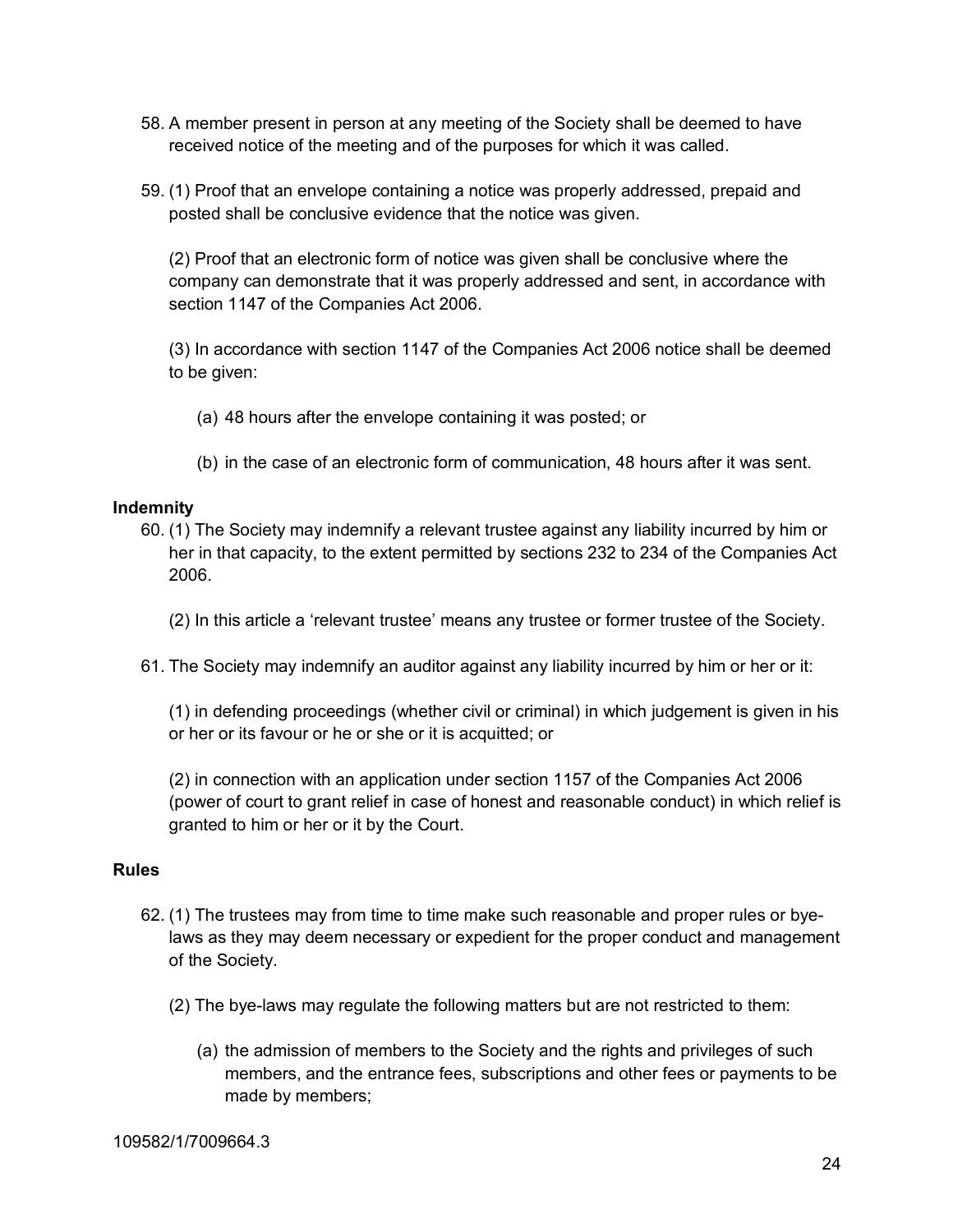58. A member present in person at any meeting of the Society shall be deemed to have received notice of the meeting and of the purposes for which it was called.

59. (1) Proof that an envelope containing a notice was properly addressed, prepaid and posted shall be conclusive evidence that the notice was given.

    (2) Proof that an electronic form of notice was given shall be conclusive where the company can demonstrate that it was properly addressed and sent, in accordance with section 1147 of the Companies Act 2006.

    (3) In accordance with section 1147 of the Companies Act 2006 notice shall be deemed to be given:

    (a) 48 hours after the envelope containing it was posted; or

    (b) in the case of an electronic form of communication, 48 hours after it was sent.

**Indemnity**

60. (1) The Society may indemnify a relevant trustee against any liability incurred by him or her in that capacity, to the extent permitted by sections 232 to 234 of the Companies Act 2006.

    (2) In this article a ‘relevant trustee’ means any trustee or former trustee of the Society.

61. The Society may indemnify an auditor against any liability incurred by him or her or it:

    (1) in defending proceedings (whether civil or criminal) in which judgement is given in his or her or its favour or he or she or it is acquitted; or

    (2) in connection with an application under section 1157 of the Companies Act 2006 (power of court to grant relief in case of honest and reasonable conduct) in which relief is granted to him or her or it by the Court.

**Rules**

62. (1) The trustees may from time to time make such reasonable and proper rules or bye-laws as they may deem necessary or expedient for the proper conduct and management of the Society.

    (2) The bye-laws may regulate the following matters but are not restricted to them:

    (a) the admission of members to the Society and the rights and privileges of such members, and the entrance fees, subscriptions and other fees or payments to be made by members;

109582/1/7009664.3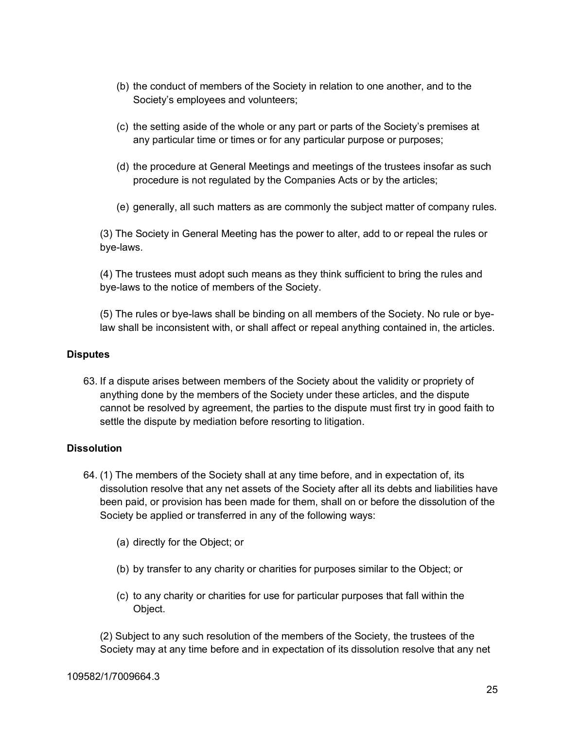(b) the conduct of members of the Society in relation to one another, and to the Society's employees and volunteers;

(c) the setting aside of the whole or any part or parts of the Society's premises at any particular time or times or for any particular purpose or purposes;

(d) the procedure at General Meetings and meetings of the trustees insofar as such procedure is not regulated by the Companies Acts or by the articles;

(e) generally, all such matters as are commonly the subject matter of company rules.

(3) The Society in General Meeting has the power to alter, add to or repeal the rules or bye-laws.

(4) The trustees must adopt such means as they think sufficient to bring the rules and bye-laws to the notice of members of the Society.

(5) The rules or bye-laws shall be binding on all members of the Society. No rule or bye-law shall be inconsistent with, or shall affect or repeal anything contained in, the articles.

**Disputes**

63. If a dispute arises between members of the Society about the validity or propriety of anything done by the members of the Society under these articles, and the dispute cannot be resolved by agreement, the parties to the dispute must first try in good faith to settle the dispute by mediation before resorting to litigation.

**Dissolution**

64. (1) The members of the Society shall at any time before, and in expectation of, its dissolution resolve that any net assets of the Society after all its debts and liabilities have been paid, or provision has been made for them, shall on or before the dissolution of the Society be applied or transferred in any of the following ways:

    (a) directly for the Object; or

    (b) by transfer to any charity or charities for purposes similar to the Object; or

    (c) to any charity or charities for use for particular purposes that fall within the Object.

(2) Subject to any such resolution of the members of the Society, the trustees of the Society may at any time before and in expectation of its dissolution resolve that any net

109582/1/7009664.3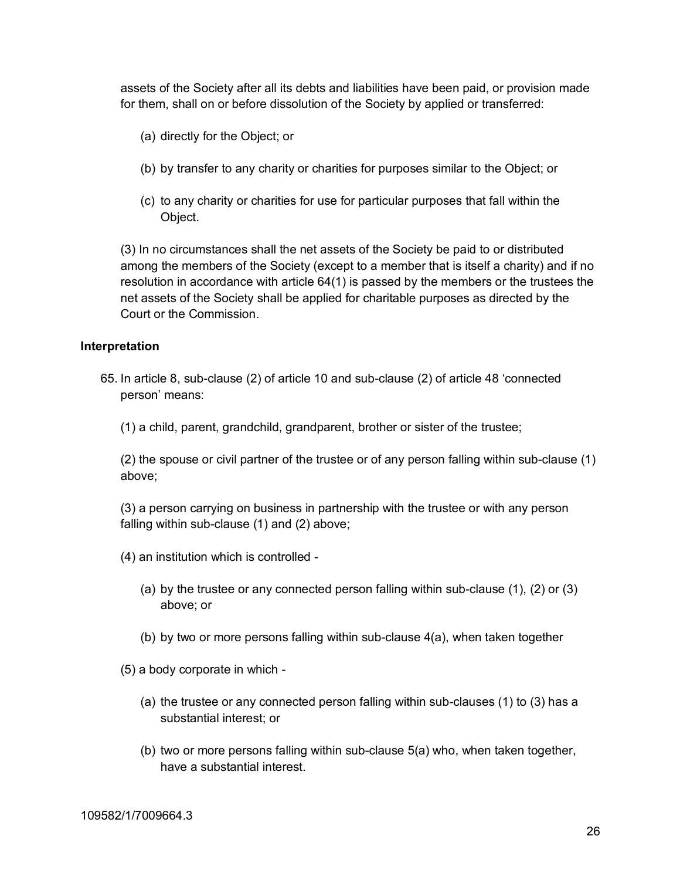assets of the Society after all its debts and liabilities have been paid, or provision made for them, shall on or before dissolution of the Society by applied or transferred:

(a) directly for the Object; or

(b) by transfer to any charity or charities for purposes similar to the Object; or

(c) to any charity or charities for use for particular purposes that fall within the Object.

(3) In no circumstances shall the net assets of the Society be paid to or distributed among the members of the Society (except to a member that is itself a charity) and if no resolution in accordance with article 64(1) is passed by the members or the trustees the net assets of the Society shall be applied for charitable purposes as directed by the Court or the Commission.

**Interpretation**

65. In article 8, sub-clause (2) of article 10 and sub-clause (2) of article 48 'connected person' means:

(1) a child, parent, grandchild, grandparent, brother or sister of the trustee;

(2) the spouse or civil partner of the trustee or of any person falling within sub-clause (1) above;

(3) a person carrying on business in partnership with the trustee or with any person falling within sub-clause (1) and (2) above;

(4) an institution which is controlled -

(a) by the trustee or any connected person falling within sub-clause (1), (2) or (3) above; or

(b) by two or more persons falling within sub-clause 4(a), when taken together

(5) a body corporate in which -

(a) the trustee or any connected person falling within sub-clauses (1) to (3) has a substantial interest; or

(b) two or more persons falling within sub-clause 5(a) who, when taken together, have a substantial interest.

109582/1/7009664.3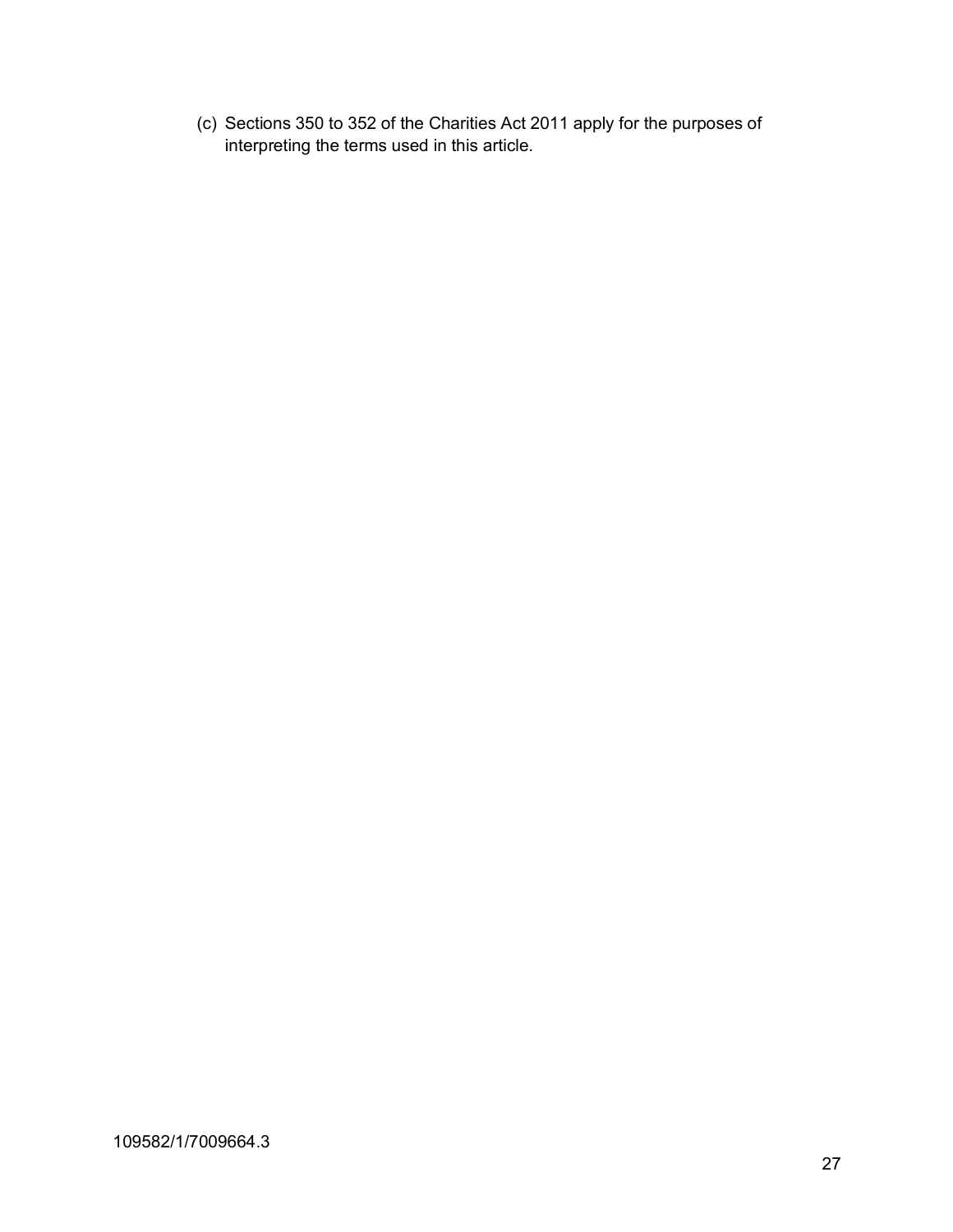(c) Sections 350 to 352 of the Charities Act 2011 apply for the purposes of interpreting the terms used in this article.

109582/1/7009664.3